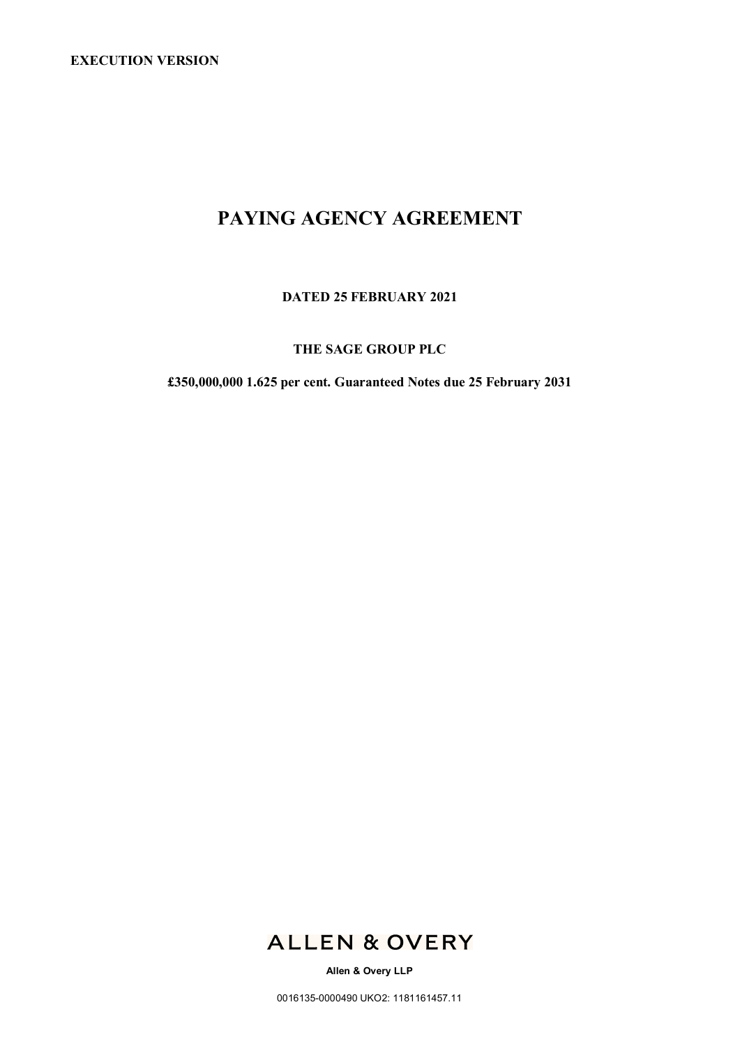**EXECUTION VERSION**

# PAYING AGENCY AGREEMENT

**DATED 25 FEBRUARY 2021**

**THE SAGE GROUP PLC**

**£350,000,000 1.625 per cent. Guaranteed Notes due 25 February 2031**

ALLEN & OVERY

**Allen & Overy LLP**

0016135-0000490 UKO2: 1181161457.11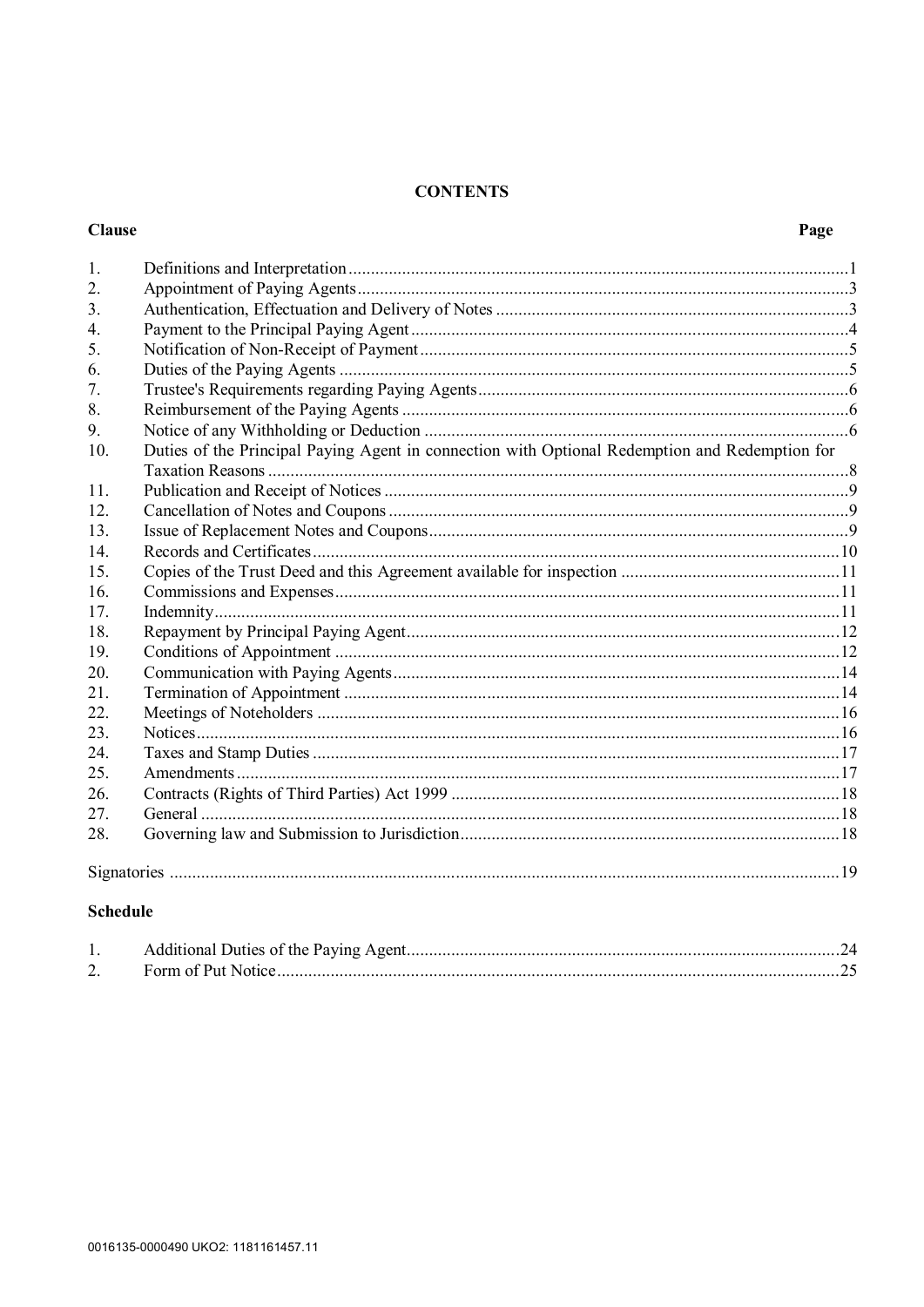# CONTENTS

| Clause | | Page |
|---|---|---|
| 1. | Definitions and Interpretation | 1 |
| 2. | Appointment of Paying Agents | 3 |
| 3. | Authentication, Effectuation and Delivery of Notes | 3 |
| 4. | Payment to the Principal Paying Agent | 4 |
| 5. | Notification of Non-Receipt of Payment | 5 |
| 6. | Duties of the Paying Agents | 5 |
| 7. | Trustee's Requirements regarding Paying Agents | 6 |
| 8. | Reimbursement of the Paying Agents | 6 |
| 9. | Notice of any Withholding or Deduction | 6 |
| 10. | Duties of the Principal Paying Agent in connection with Optional Redemption and Redemption for Taxation Reasons | 8 |
| 11. | Publication and Receipt of Notices | 9 |
| 12. | Cancellation of Notes and Coupons | 9 |
| 13. | Issue of Replacement Notes and Coupons | 9 |
| 14. | Records and Certificates | 10 |
| 15. | Copies of the Trust Deed and this Agreement available for inspection | 11 |
| 16. | Commissions and Expenses | 11 |
| 17. | Indemnity | 11 |
| 18. | Repayment by Principal Paying Agent | 12 |
| 19. | Conditions of Appointment | 12 |
| 20. | Communication with Paying Agents | 14 |
| 21. | Termination of Appointment | 14 |
| 22. | Meetings of Noteholders | 16 |
| 23. | Notices | 16 |
| 24. | Taxes and Stamp Duties | 17 |
| 25. | Amendments | 17 |
| 26. | Contracts (Rights of Third Parties) Act 1999 | 18 |
| 27. | General | 18 |
| 28. | Governing law and Submission to Jurisdiction | 18 |
| | Signatories | 19 |

**Schedule**

| | | |
|---|---|---|
| 1. | Additional Duties of the Paying Agent | 24 |
| 2. | Form of Put Notice | 25 |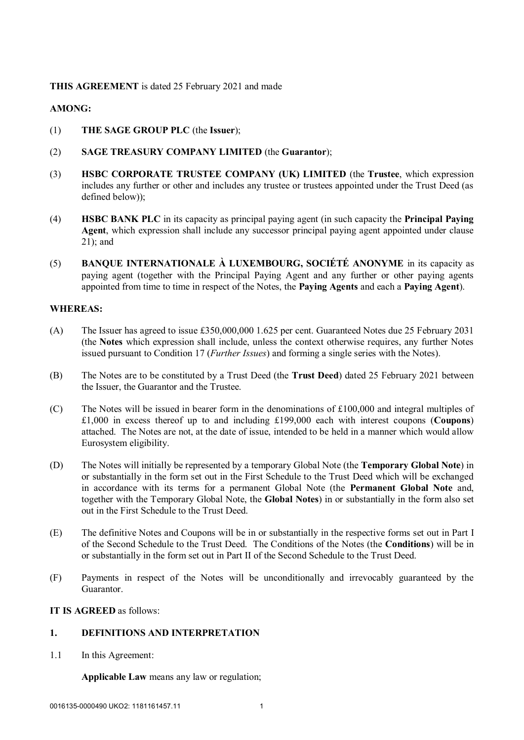**THIS AGREEMENT** is dated 25 February 2021 and made

**AMONG:**

(1) **THE SAGE GROUP PLC** (the **Issuer**);

(2) **SAGE TREASURY COMPANY LIMITED** (the **Guarantor**);

(3) **HSBC CORPORATE TRUSTEE COMPANY (UK) LIMITED** (the **Trustee**, which expression includes any further or other and includes any trustee or trustees appointed under the Trust Deed (as defined below));

(4) **HSBC BANK PLC** in its capacity as principal paying agent (in such capacity the **Principal Paying Agent**, which expression shall include any successor principal paying agent appointed under clause 21); and

(5) **BANQUE INTERNATIONALE À LUXEMBOURG, SOCIÉTÉ ANONYME** in its capacity as paying agent (together with the Principal Paying Agent and any further or other paying agents appointed from time to time in respect of the Notes, the **Paying Agents** and each a **Paying Agent**).

**WHEREAS:**

(A) The Issuer has agreed to issue £350,000,000 1.625 per cent. Guaranteed Notes due 25 February 2031 (the **Notes** which expression shall include, unless the context otherwise requires, any further Notes issued pursuant to Condition 17 (*Further Issues*) and forming a single series with the Notes).

(B) The Notes are to be constituted by a Trust Deed (the **Trust Deed**) dated 25 February 2021 between the Issuer, the Guarantor and the Trustee.

(C) The Notes will be issued in bearer form in the denominations of £100,000 and integral multiples of £1,000 in excess thereof up to and including £199,000 each with interest coupons (**Coupons**) attached. The Notes are not, at the date of issue, intended to be held in a manner which would allow Eurosystem eligibility.

(D) The Notes will initially be represented by a temporary Global Note (the **Temporary Global Note**) in or substantially in the form set out in the First Schedule to the Trust Deed which will be exchanged in accordance with its terms for a permanent Global Note (the **Permanent Global Note** and, together with the Temporary Global Note, the **Global Notes**) in or substantially in the form also set out in the First Schedule to the Trust Deed.

(E) The definitive Notes and Coupons will be in or substantially in the respective forms set out in Part I of the Second Schedule to the Trust Deed. The Conditions of the Notes (the **Conditions**) will be in or substantially in the form set out in Part II of the Second Schedule to the Trust Deed.

(F) Payments in respect of the Notes will be unconditionally and irrevocably guaranteed by the Guarantor.

**IT IS AGREED** as follows:

## 1. DEFINITIONS AND INTERPRETATION

1.1 In this Agreement:

**Applicable Law** means any law or regulation;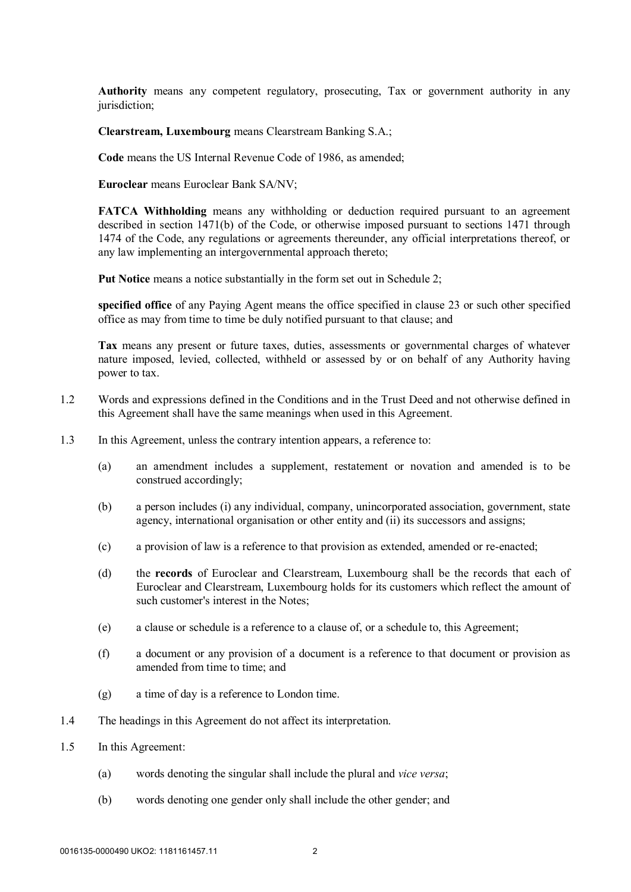**Authority** means any competent regulatory, prosecuting, Tax or government authority in any jurisdiction;

**Clearstream, Luxembourg** means Clearstream Banking S.A.;

**Code** means the US Internal Revenue Code of 1986, as amended;

**Euroclear** means Euroclear Bank SA/NV;

**FATCA Withholding** means any withholding or deduction required pursuant to an agreement described in section 1471(b) of the Code, or otherwise imposed pursuant to sections 1471 through 1474 of the Code, any regulations or agreements thereunder, any official interpretations thereof, or any law implementing an intergovernmental approach thereto;

**Put Notice** means a notice substantially in the form set out in Schedule 2;

**specified office** of any Paying Agent means the office specified in clause 23 or such other specified office as may from time to time be duly notified pursuant to that clause; and

**Tax** means any present or future taxes, duties, assessments or governmental charges of whatever nature imposed, levied, collected, withheld or assessed by or on behalf of any Authority having power to tax.

1.2 Words and expressions defined in the Conditions and in the Trust Deed and not otherwise defined in this Agreement shall have the same meanings when used in this Agreement.

1.3 In this Agreement, unless the contrary intention appears, a reference to:

(a) an amendment includes a supplement, restatement or novation and amended is to be construed accordingly;

(b) a person includes (i) any individual, company, unincorporated association, government, state agency, international organisation or other entity and (ii) its successors and assigns;

(c) a provision of law is a reference to that provision as extended, amended or re-enacted;

(d) the **records** of Euroclear and Clearstream, Luxembourg shall be the records that each of Euroclear and Clearstream, Luxembourg holds for its customers which reflect the amount of such customer's interest in the Notes;

(e) a clause or schedule is a reference to a clause of, or a schedule to, this Agreement;

(f) a document or any provision of a document is a reference to that document or provision as amended from time to time; and

(g) a time of day is a reference to London time.

1.4 The headings in this Agreement do not affect its interpretation.

1.5 In this Agreement:

(a) words denoting the singular shall include the plural and *vice versa*;

(b) words denoting one gender only shall include the other gender; and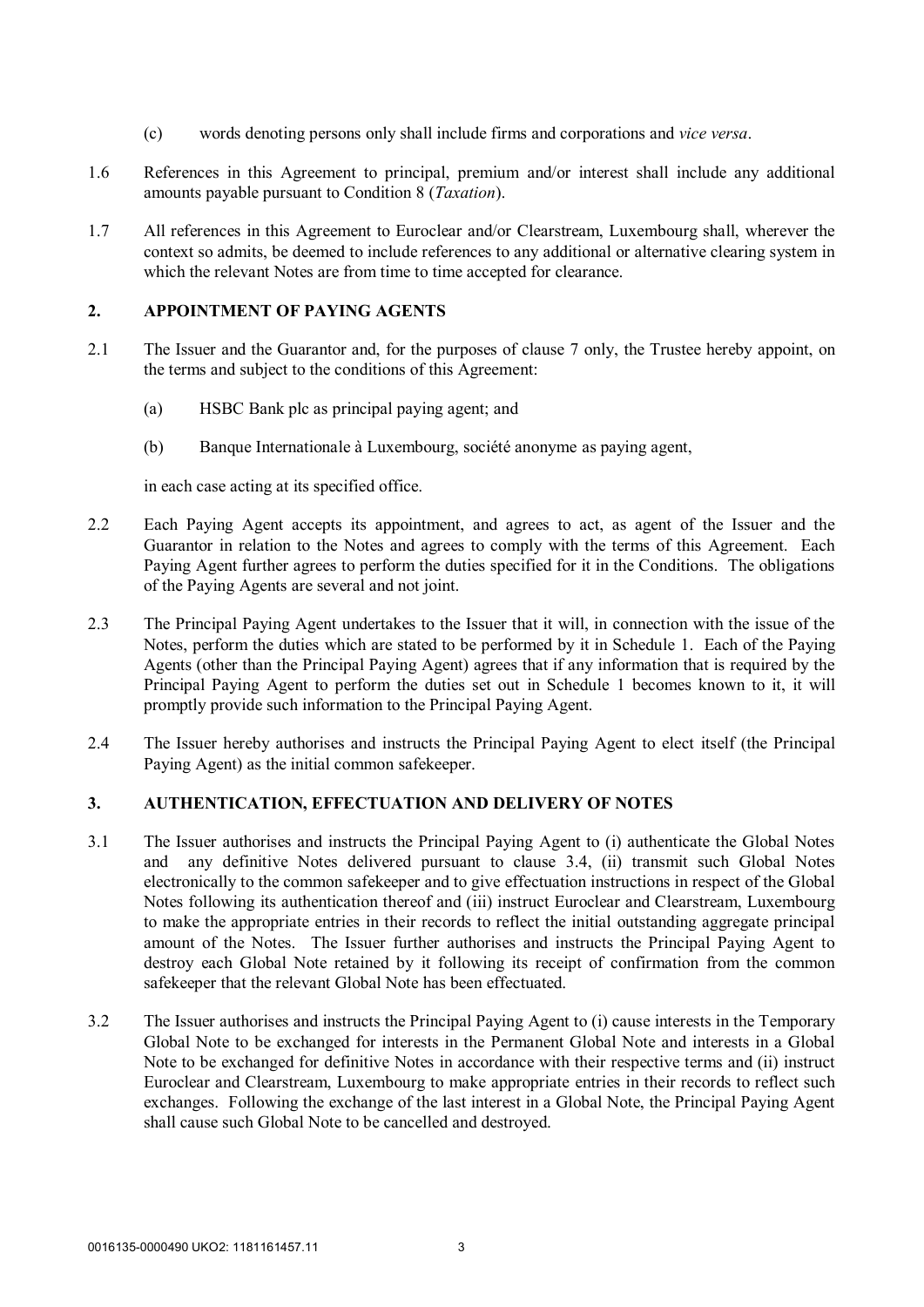(c) words denoting persons only shall include firms and corporations and *vice versa*.

1.6 References in this Agreement to principal, premium and/or interest shall include any additional amounts payable pursuant to Condition 8 (*Taxation*).

1.7 All references in this Agreement to Euroclear and/or Clearstream, Luxembourg shall, wherever the context so admits, be deemed to include references to any additional or alternative clearing system in which the relevant Notes are from time to time accepted for clearance.

## 2. APPOINTMENT OF PAYING AGENTS

2.1 The Issuer and the Guarantor and, for the purposes of clause 7 only, the Trustee hereby appoint, on the terms and subject to the conditions of this Agreement:

(a) HSBC Bank plc as principal paying agent; and

(b) Banque Internationale à Luxembourg, société anonyme as paying agent,

in each case acting at its specified office.

2.2 Each Paying Agent accepts its appointment, and agrees to act, as agent of the Issuer and the Guarantor in relation to the Notes and agrees to comply with the terms of this Agreement. Each Paying Agent further agrees to perform the duties specified for it in the Conditions. The obligations of the Paying Agents are several and not joint.

2.3 The Principal Paying Agent undertakes to the Issuer that it will, in connection with the issue of the Notes, perform the duties which are stated to be performed by it in Schedule 1. Each of the Paying Agents (other than the Principal Paying Agent) agrees that if any information that is required by the Principal Paying Agent to perform the duties set out in Schedule 1 becomes known to it, it will promptly provide such information to the Principal Paying Agent.

2.4 The Issuer hereby authorises and instructs the Principal Paying Agent to elect itself (the Principal Paying Agent) as the initial common safekeeper.

## 3. AUTHENTICATION, EFFECTUATION AND DELIVERY OF NOTES

3.1 The Issuer authorises and instructs the Principal Paying Agent to (i) authenticate the Global Notes and any definitive Notes delivered pursuant to clause 3.4, (ii) transmit such Global Notes electronically to the common safekeeper and to give effectuation instructions in respect of the Global Notes following its authentication thereof and (iii) instruct Euroclear and Clearstream, Luxembourg to make the appropriate entries in their records to reflect the initial outstanding aggregate principal amount of the Notes. The Issuer further authorises and instructs the Principal Paying Agent to destroy each Global Note retained by it following its receipt of confirmation from the common safekeeper that the relevant Global Note has been effectuated.

3.2 The Issuer authorises and instructs the Principal Paying Agent to (i) cause interests in the Temporary Global Note to be exchanged for interests in the Permanent Global Note and interests in a Global Note to be exchanged for definitive Notes in accordance with their respective terms and (ii) instruct Euroclear and Clearstream, Luxembourg to make appropriate entries in their records to reflect such exchanges. Following the exchange of the last interest in a Global Note, the Principal Paying Agent shall cause such Global Note to be cancelled and destroyed.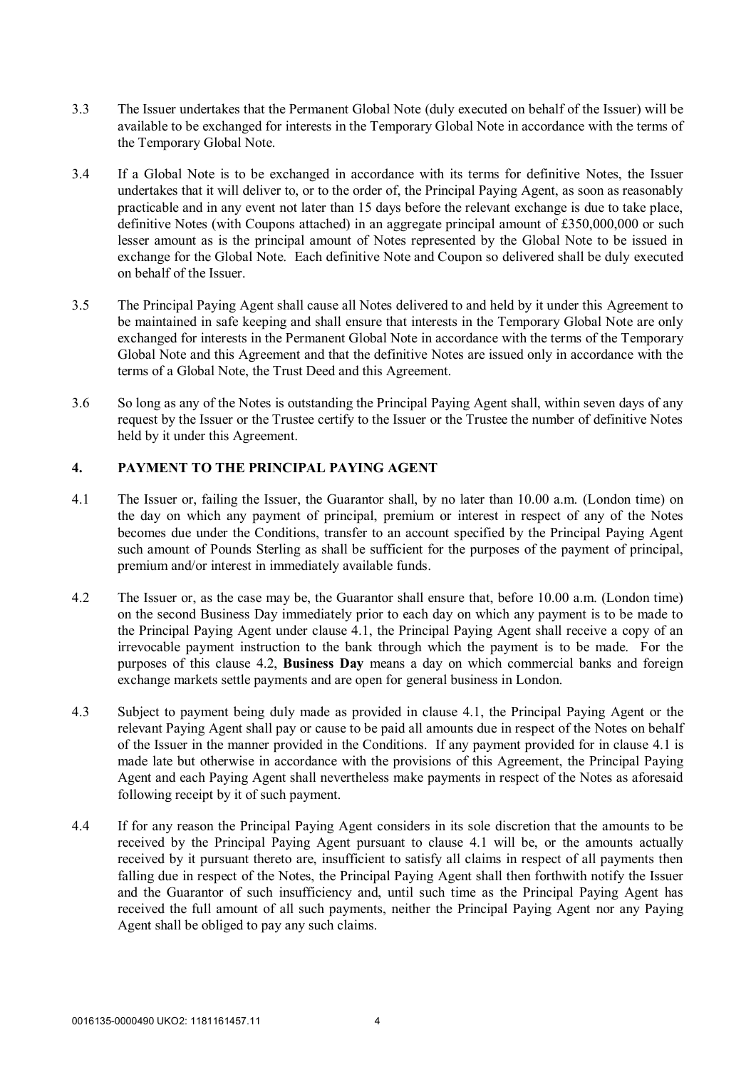3.3 The Issuer undertakes that the Permanent Global Note (duly executed on behalf of the Issuer) will be available to be exchanged for interests in the Temporary Global Note in accordance with the terms of the Temporary Global Note.

3.4 If a Global Note is to be exchanged in accordance with its terms for definitive Notes, the Issuer undertakes that it will deliver to, or to the order of, the Principal Paying Agent, as soon as reasonably practicable and in any event not later than 15 days before the relevant exchange is due to take place, definitive Notes (with Coupons attached) in an aggregate principal amount of £350,000,000 or such lesser amount as is the principal amount of Notes represented by the Global Note to be issued in exchange for the Global Note. Each definitive Note and Coupon so delivered shall be duly executed on behalf of the Issuer.

3.5 The Principal Paying Agent shall cause all Notes delivered to and held by it under this Agreement to be maintained in safe keeping and shall ensure that interests in the Temporary Global Note are only exchanged for interests in the Permanent Global Note in accordance with the terms of the Temporary Global Note and this Agreement and that the definitive Notes are issued only in accordance with the terms of a Global Note, the Trust Deed and this Agreement.

3.6 So long as any of the Notes is outstanding the Principal Paying Agent shall, within seven days of any request by the Issuer or the Trustee certify to the Issuer or the Trustee the number of definitive Notes held by it under this Agreement.

## 4. PAYMENT TO THE PRINCIPAL PAYING AGENT

4.1 The Issuer or, failing the Issuer, the Guarantor shall, by no later than 10.00 a.m. (London time) on the day on which any payment of principal, premium or interest in respect of any of the Notes becomes due under the Conditions, transfer to an account specified by the Principal Paying Agent such amount of Pounds Sterling as shall be sufficient for the purposes of the payment of principal, premium and/or interest in immediately available funds.

4.2 The Issuer or, as the case may be, the Guarantor shall ensure that, before 10.00 a.m. (London time) on the second Business Day immediately prior to each day on which any payment is to be made to the Principal Paying Agent under clause 4.1, the Principal Paying Agent shall receive a copy of an irrevocable payment instruction to the bank through which the payment is to be made. For the purposes of this clause 4.2, **Business Day** means a day on which commercial banks and foreign exchange markets settle payments and are open for general business in London.

4.3 Subject to payment being duly made as provided in clause 4.1, the Principal Paying Agent or the relevant Paying Agent shall pay or cause to be paid all amounts due in respect of the Notes on behalf of the Issuer in the manner provided in the Conditions. If any payment provided for in clause 4.1 is made late but otherwise in accordance with the provisions of this Agreement, the Principal Paying Agent and each Paying Agent shall nevertheless make payments in respect of the Notes as aforesaid following receipt by it of such payment.

4.4 If for any reason the Principal Paying Agent considers in its sole discretion that the amounts to be received by the Principal Paying Agent pursuant to clause 4.1 will be, or the amounts actually received by it pursuant thereto are, insufficient to satisfy all claims in respect of all payments then falling due in respect of the Notes, the Principal Paying Agent shall then forthwith notify the Issuer and the Guarantor of such insufficiency and, until such time as the Principal Paying Agent has received the full amount of all such payments, neither the Principal Paying Agent nor any Paying Agent shall be obliged to pay any such claims.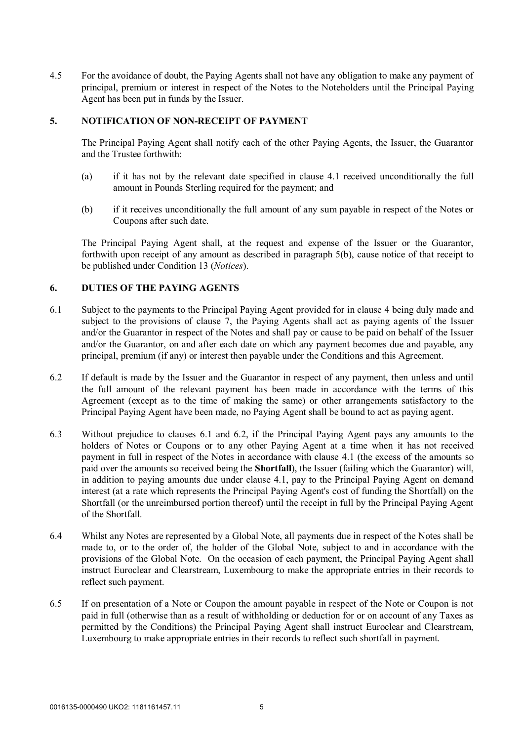4.5 For the avoidance of doubt, the Paying Agents shall not have any obligation to make any payment of principal, premium or interest in respect of the Notes to the Noteholders until the Principal Paying Agent has been put in funds by the Issuer.

## 5. NOTIFICATION OF NON-RECEIPT OF PAYMENT

The Principal Paying Agent shall notify each of the other Paying Agents, the Issuer, the Guarantor and the Trustee forthwith:

(a) if it has not by the relevant date specified in clause 4.1 received unconditionally the full amount in Pounds Sterling required for the payment; and

(b) if it receives unconditionally the full amount of any sum payable in respect of the Notes or Coupons after such date.

The Principal Paying Agent shall, at the request and expense of the Issuer or the Guarantor, forthwith upon receipt of any amount as described in paragraph 5(b), cause notice of that receipt to be published under Condition 13 (*Notices*).

## 6. DUTIES OF THE PAYING AGENTS

6.1 Subject to the payments to the Principal Paying Agent provided for in clause 4 being duly made and subject to the provisions of clause 7, the Paying Agents shall act as paying agents of the Issuer and/or the Guarantor in respect of the Notes and shall pay or cause to be paid on behalf of the Issuer and/or the Guarantor, on and after each date on which any payment becomes due and payable, any principal, premium (if any) or interest then payable under the Conditions and this Agreement.

6.2 If default is made by the Issuer and the Guarantor in respect of any payment, then unless and until the full amount of the relevant payment has been made in accordance with the terms of this Agreement (except as to the time of making the same) or other arrangements satisfactory to the Principal Paying Agent have been made, no Paying Agent shall be bound to act as paying agent.

6.3 Without prejudice to clauses 6.1 and 6.2, if the Principal Paying Agent pays any amounts to the holders of Notes or Coupons or to any other Paying Agent at a time when it has not received payment in full in respect of the Notes in accordance with clause 4.1 (the excess of the amounts so paid over the amounts so received being the **Shortfall**), the Issuer (failing which the Guarantor) will, in addition to paying amounts due under clause 4.1, pay to the Principal Paying Agent on demand interest (at a rate which represents the Principal Paying Agent's cost of funding the Shortfall) on the Shortfall (or the unreimbursed portion thereof) until the receipt in full by the Principal Paying Agent of the Shortfall.

6.4 Whilst any Notes are represented by a Global Note, all payments due in respect of the Notes shall be made to, or to the order of, the holder of the Global Note, subject to and in accordance with the provisions of the Global Note. On the occasion of each payment, the Principal Paying Agent shall instruct Euroclear and Clearstream, Luxembourg to make the appropriate entries in their records to reflect such payment.

6.5 If on presentation of a Note or Coupon the amount payable in respect of the Note or Coupon is not paid in full (otherwise than as a result of withholding or deduction for or on account of any Taxes as permitted by the Conditions) the Principal Paying Agent shall instruct Euroclear and Clearstream, Luxembourg to make appropriate entries in their records to reflect such shortfall in payment.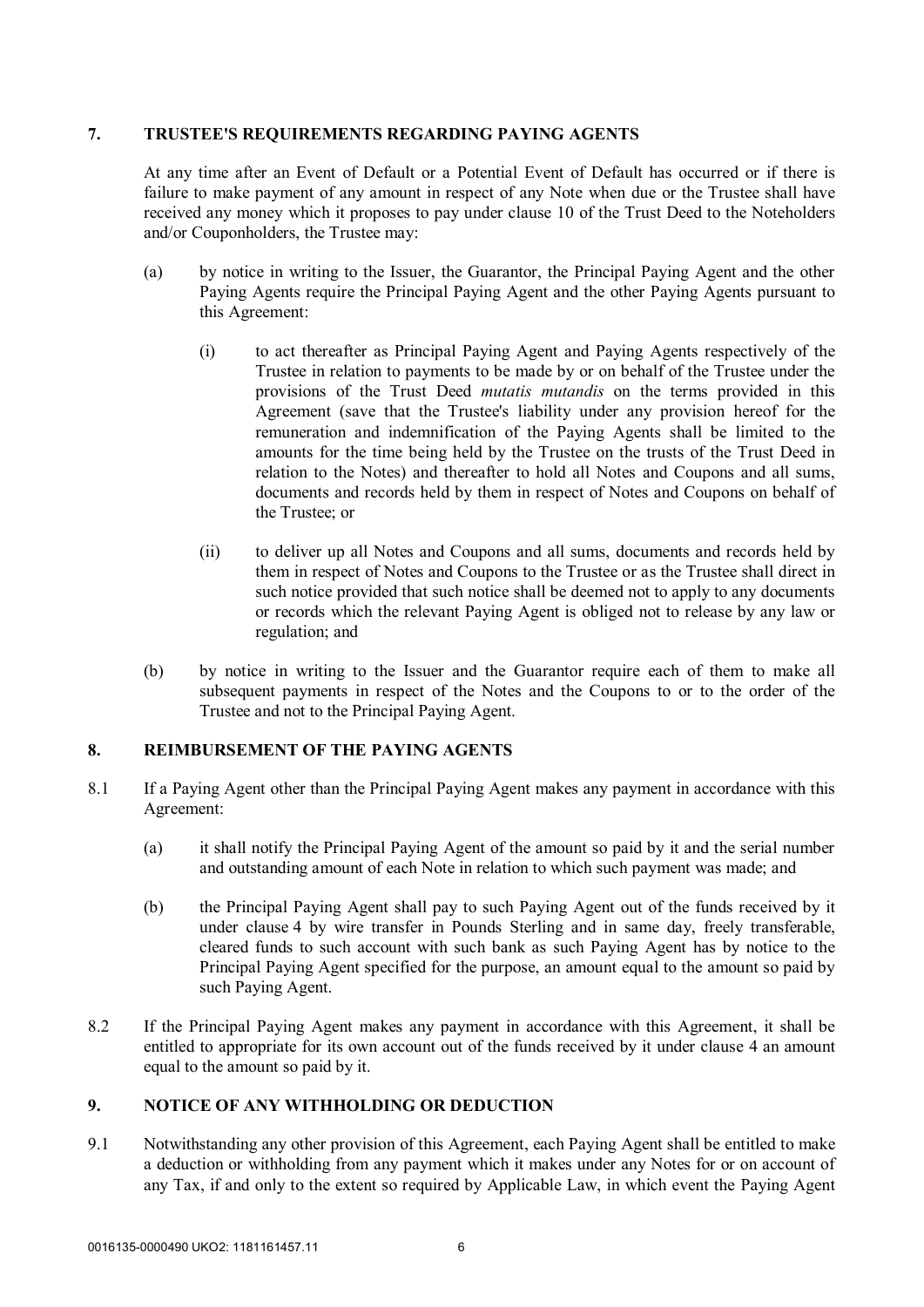## 7. TRUSTEE'S REQUIREMENTS REGARDING PAYING AGENTS

At any time after an Event of Default or a Potential Event of Default has occurred or if there is failure to make payment of any amount in respect of any Note when due or the Trustee shall have received any money which it proposes to pay under clause 10 of the Trust Deed to the Noteholders and/or Couponholders, the Trustee may:

(a) by notice in writing to the Issuer, the Guarantor, the Principal Paying Agent and the other Paying Agents require the Principal Paying Agent and the other Paying Agents pursuant to this Agreement:

  (i) to act thereafter as Principal Paying Agent and Paying Agents respectively of the Trustee in relation to payments to be made by or on behalf of the Trustee under the provisions of the Trust Deed *mutatis mutandis* on the terms provided in this Agreement (save that the Trustee's liability under any provision hereof for the remuneration and indemnification of the Paying Agents shall be limited to the amounts for the time being held by the Trustee on the trusts of the Trust Deed in relation to the Notes) and thereafter to hold all Notes and Coupons and all sums, documents and records held by them in respect of Notes and Coupons on behalf of the Trustee; or

  (ii) to deliver up all Notes and Coupons and all sums, documents and records held by them in respect of Notes and Coupons to the Trustee or as the Trustee shall direct in such notice provided that such notice shall be deemed not to apply to any documents or records which the relevant Paying Agent is obliged not to release by any law or regulation; and

(b) by notice in writing to the Issuer and the Guarantor require each of them to make all subsequent payments in respect of the Notes and the Coupons to or to the order of the Trustee and not to the Principal Paying Agent.

## 8. REIMBURSEMENT OF THE PAYING AGENTS

8.1 If a Paying Agent other than the Principal Paying Agent makes any payment in accordance with this Agreement:

(a) it shall notify the Principal Paying Agent of the amount so paid by it and the serial number and outstanding amount of each Note in relation to which such payment was made; and

(b) the Principal Paying Agent shall pay to such Paying Agent out of the funds received by it under clause 4 by wire transfer in Pounds Sterling and in same day, freely transferable, cleared funds to such account with such bank as such Paying Agent has by notice to the Principal Paying Agent specified for the purpose, an amount equal to the amount so paid by such Paying Agent.

8.2 If the Principal Paying Agent makes any payment in accordance with this Agreement, it shall be entitled to appropriate for its own account out of the funds received by it under clause 4 an amount equal to the amount so paid by it.

## 9. NOTICE OF ANY WITHHOLDING OR DEDUCTION

9.1 Notwithstanding any other provision of this Agreement, each Paying Agent shall be entitled to make a deduction or withholding from any payment which it makes under any Notes for or on account of any Tax, if and only to the extent so required by Applicable Law, in which event the Paying Agent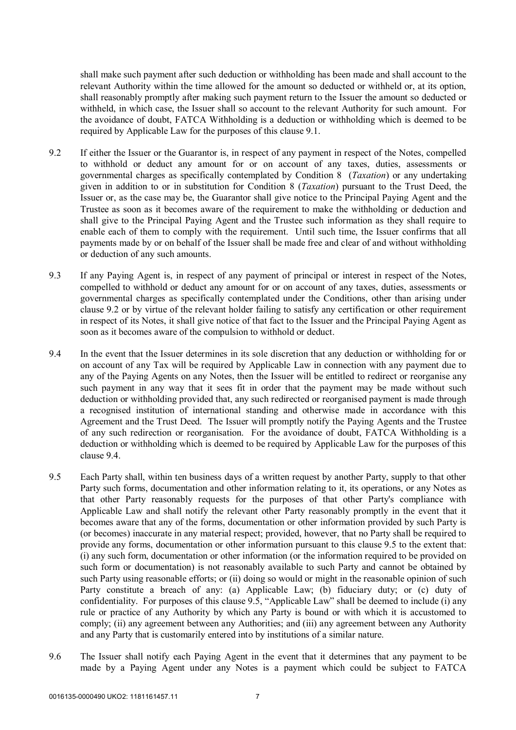shall make such payment after such deduction or withholding has been made and shall account to the relevant Authority within the time allowed for the amount so deducted or withheld or, at its option, shall reasonably promptly after making such payment return to the Issuer the amount so deducted or withheld, in which case, the Issuer shall so account to the relevant Authority for such amount. For the avoidance of doubt, FATCA Withholding is a deduction or withholding which is deemed to be required by Applicable Law for the purposes of this clause 9.1.

9.2 If either the Issuer or the Guarantor is, in respect of any payment in respect of the Notes, compelled to withhold or deduct any amount for or on account of any taxes, duties, assessments or governmental charges as specifically contemplated by Condition 8 (*Taxation*) or any undertaking given in addition to or in substitution for Condition 8 (*Taxation*) pursuant to the Trust Deed, the Issuer or, as the case may be, the Guarantor shall give notice to the Principal Paying Agent and the Trustee as soon as it becomes aware of the requirement to make the withholding or deduction and shall give to the Principal Paying Agent and the Trustee such information as they shall require to enable each of them to comply with the requirement. Until such time, the Issuer confirms that all payments made by or on behalf of the Issuer shall be made free and clear of and without withholding or deduction of any such amounts.

9.3 If any Paying Agent is, in respect of any payment of principal or interest in respect of the Notes, compelled to withhold or deduct any amount for or on account of any taxes, duties, assessments or governmental charges as specifically contemplated under the Conditions, other than arising under clause 9.2 or by virtue of the relevant holder failing to satisfy any certification or other requirement in respect of its Notes, it shall give notice of that fact to the Issuer and the Principal Paying Agent as soon as it becomes aware of the compulsion to withhold or deduct.

9.4 In the event that the Issuer determines in its sole discretion that any deduction or withholding for or on account of any Tax will be required by Applicable Law in connection with any payment due to any of the Paying Agents on any Notes, then the Issuer will be entitled to redirect or reorganise any such payment in any way that it sees fit in order that the payment may be made without such deduction or withholding provided that, any such redirected or reorganised payment is made through a recognised institution of international standing and otherwise made in accordance with this Agreement and the Trust Deed. The Issuer will promptly notify the Paying Agents and the Trustee of any such redirection or reorganisation. For the avoidance of doubt, FATCA Withholding is a deduction or withholding which is deemed to be required by Applicable Law for the purposes of this clause 9.4.

9.5 Each Party shall, within ten business days of a written request by another Party, supply to that other Party such forms, documentation and other information relating to it, its operations, or any Notes as that other Party reasonably requests for the purposes of that other Party's compliance with Applicable Law and shall notify the relevant other Party reasonably promptly in the event that it becomes aware that any of the forms, documentation or other information provided by such Party is (or becomes) inaccurate in any material respect; provided, however, that no Party shall be required to provide any forms, documentation or other information pursuant to this clause 9.5 to the extent that: (i) any such form, documentation or other information (or the information required to be provided on such form or documentation) is not reasonably available to such Party and cannot be obtained by such Party using reasonable efforts; or (ii) doing so would or might in the reasonable opinion of such Party constitute a breach of any: (a) Applicable Law; (b) fiduciary duty; or (c) duty of confidentiality. For purposes of this clause 9.5, "Applicable Law" shall be deemed to include (i) any rule or practice of any Authority by which any Party is bound or with which it is accustomed to comply; (ii) any agreement between any Authorities; and (iii) any agreement between any Authority and any Party that is customarily entered into by institutions of a similar nature.

9.6 The Issuer shall notify each Paying Agent in the event that it determines that any payment to be made by a Paying Agent under any Notes is a payment which could be subject to FATCA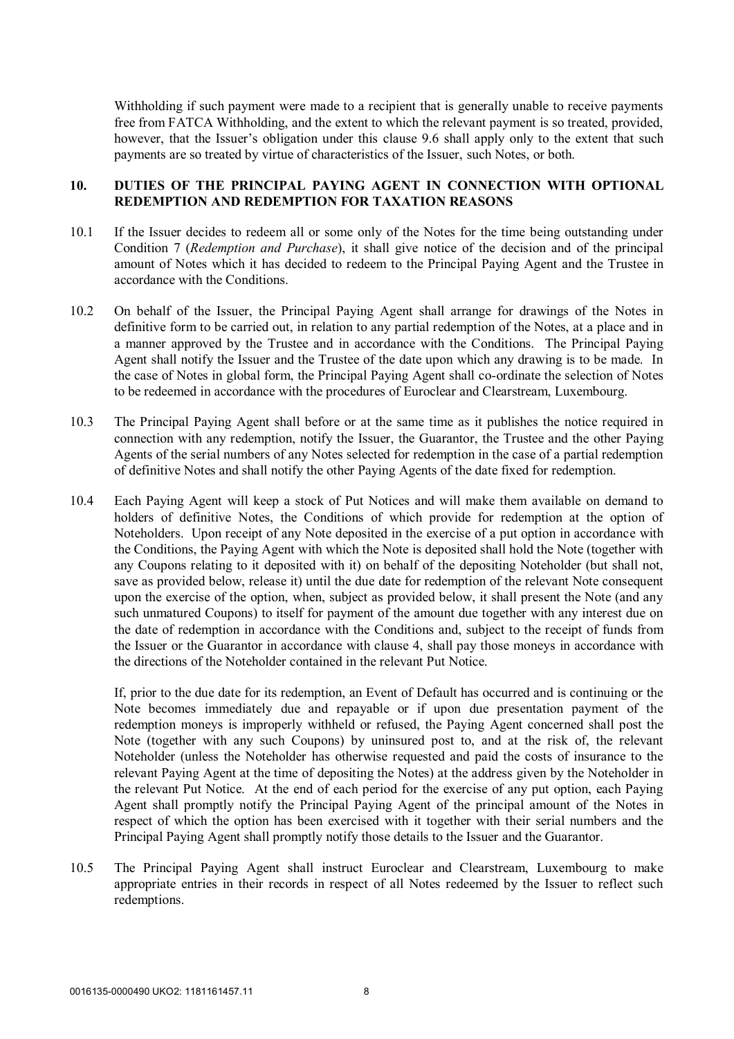Withholding if such payment were made to a recipient that is generally unable to receive payments free from FATCA Withholding, and the extent to which the relevant payment is so treated, provided, however, that the Issuer's obligation under this clause 9.6 shall apply only to the extent that such payments are so treated by virtue of characteristics of the Issuer, such Notes, or both.

## 10. DUTIES OF THE PRINCIPAL PAYING AGENT IN CONNECTION WITH OPTIONAL REDEMPTION AND REDEMPTION FOR TAXATION REASONS

10.1 If the Issuer decides to redeem all or some only of the Notes for the time being outstanding under Condition 7 (*Redemption and Purchase*), it shall give notice of the decision and of the principal amount of Notes which it has decided to redeem to the Principal Paying Agent and the Trustee in accordance with the Conditions.

10.2 On behalf of the Issuer, the Principal Paying Agent shall arrange for drawings of the Notes in definitive form to be carried out, in relation to any partial redemption of the Notes, at a place and in a manner approved by the Trustee and in accordance with the Conditions. The Principal Paying Agent shall notify the Issuer and the Trustee of the date upon which any drawing is to be made. In the case of Notes in global form, the Principal Paying Agent shall co-ordinate the selection of Notes to be redeemed in accordance with the procedures of Euroclear and Clearstream, Luxembourg.

10.3 The Principal Paying Agent shall before or at the same time as it publishes the notice required in connection with any redemption, notify the Issuer, the Guarantor, the Trustee and the other Paying Agents of the serial numbers of any Notes selected for redemption in the case of a partial redemption of definitive Notes and shall notify the other Paying Agents of the date fixed for redemption.

10.4 Each Paying Agent will keep a stock of Put Notices and will make them available on demand to holders of definitive Notes, the Conditions of which provide for redemption at the option of Noteholders. Upon receipt of any Note deposited in the exercise of a put option in accordance with the Conditions, the Paying Agent with which the Note is deposited shall hold the Note (together with any Coupons relating to it deposited with it) on behalf of the depositing Noteholder (but shall not, save as provided below, release it) until the due date for redemption of the relevant Note consequent upon the exercise of the option, when, subject as provided below, it shall present the Note (and any such unmatured Coupons) to itself for payment of the amount due together with any interest due on the date of redemption in accordance with the Conditions and, subject to the receipt of funds from the Issuer or the Guarantor in accordance with clause 4, shall pay those moneys in accordance with the directions of the Noteholder contained in the relevant Put Notice.

If, prior to the due date for its redemption, an Event of Default has occurred and is continuing or the Note becomes immediately due and repayable or if upon due presentation payment of the redemption moneys is improperly withheld or refused, the Paying Agent concerned shall post the Note (together with any such Coupons) by uninsured post to, and at the risk of, the relevant Noteholder (unless the Noteholder has otherwise requested and paid the costs of insurance to the relevant Paying Agent at the time of depositing the Notes) at the address given by the Noteholder in the relevant Put Notice. At the end of each period for the exercise of any put option, each Paying Agent shall promptly notify the Principal Paying Agent of the principal amount of the Notes in respect of which the option has been exercised with it together with their serial numbers and the Principal Paying Agent shall promptly notify those details to the Issuer and the Guarantor.

10.5 The Principal Paying Agent shall instruct Euroclear and Clearstream, Luxembourg to make appropriate entries in their records in respect of all Notes redeemed by the Issuer to reflect such redemptions.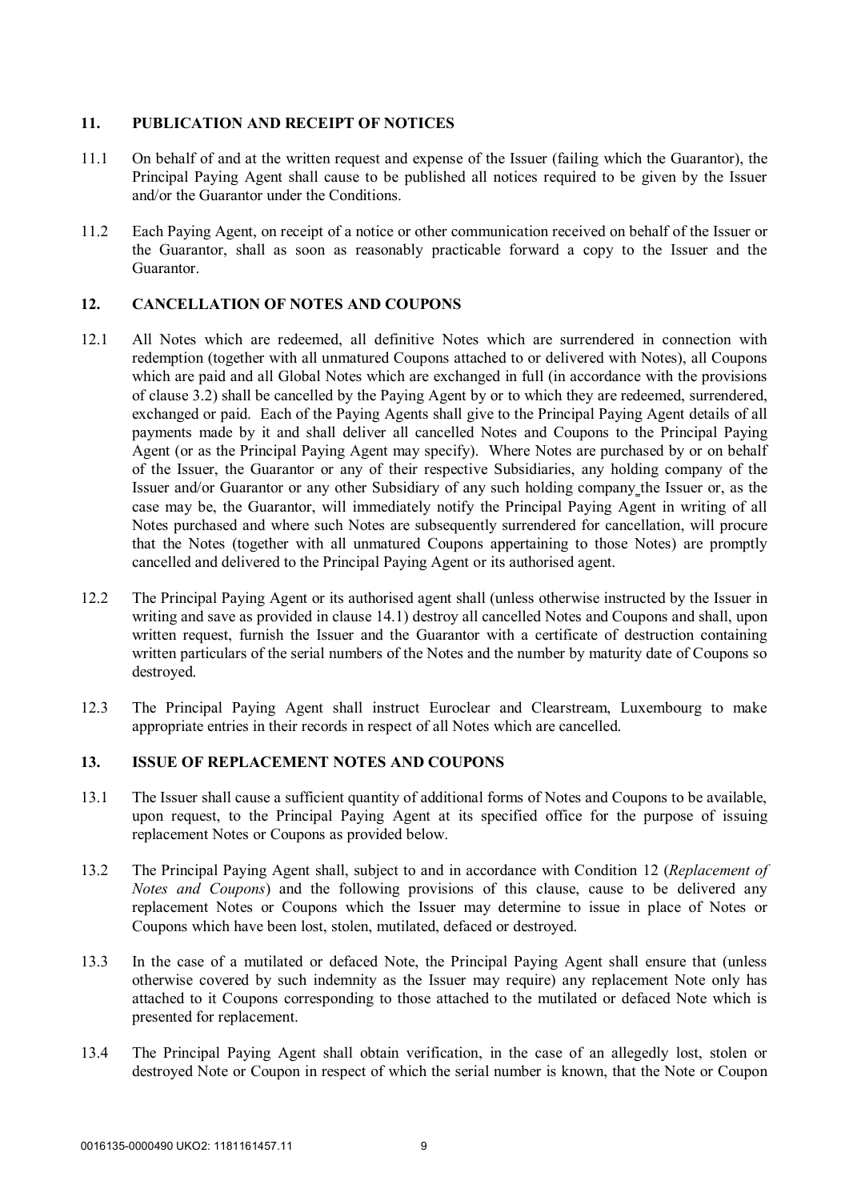## 11. PUBLICATION AND RECEIPT OF NOTICES

11.1 On behalf of and at the written request and expense of the Issuer (failing which the Guarantor), the Principal Paying Agent shall cause to be published all notices required to be given by the Issuer and/or the Guarantor under the Conditions.

11.2 Each Paying Agent, on receipt of a notice or other communication received on behalf of the Issuer or the Guarantor, shall as soon as reasonably practicable forward a copy to the Issuer and the Guarantor.

## 12. CANCELLATION OF NOTES AND COUPONS

12.1 All Notes which are redeemed, all definitive Notes which are surrendered in connection with redemption (together with all unmatured Coupons attached to or delivered with Notes), all Coupons which are paid and all Global Notes which are exchanged in full (in accordance with the provisions of clause 3.2) shall be cancelled by the Paying Agent by or to which they are redeemed, surrendered, exchanged or paid. Each of the Paying Agents shall give to the Principal Paying Agent details of all payments made by it and shall deliver all cancelled Notes and Coupons to the Principal Paying Agent (or as the Principal Paying Agent may specify). Where Notes are purchased by or on behalf of the Issuer, the Guarantor or any of their respective Subsidiaries, any holding company of the Issuer and/or Guarantor or any other Subsidiary of any such holding company the Issuer or, as the case may be, the Guarantor, will immediately notify the Principal Paying Agent in writing of all Notes purchased and where such Notes are subsequently surrendered for cancellation, will procure that the Notes (together with all unmatured Coupons appertaining to those Notes) are promptly cancelled and delivered to the Principal Paying Agent or its authorised agent.

12.2 The Principal Paying Agent or its authorised agent shall (unless otherwise instructed by the Issuer in writing and save as provided in clause 14.1) destroy all cancelled Notes and Coupons and shall, upon written request, furnish the Issuer and the Guarantor with a certificate of destruction containing written particulars of the serial numbers of the Notes and the number by maturity date of Coupons so destroyed.

12.3 The Principal Paying Agent shall instruct Euroclear and Clearstream, Luxembourg to make appropriate entries in their records in respect of all Notes which are cancelled.

## 13. ISSUE OF REPLACEMENT NOTES AND COUPONS

13.1 The Issuer shall cause a sufficient quantity of additional forms of Notes and Coupons to be available, upon request, to the Principal Paying Agent at its specified office for the purpose of issuing replacement Notes or Coupons as provided below.

13.2 The Principal Paying Agent shall, subject to and in accordance with Condition 12 (*Replacement of Notes and Coupons*) and the following provisions of this clause, cause to be delivered any replacement Notes or Coupons which the Issuer may determine to issue in place of Notes or Coupons which have been lost, stolen, mutilated, defaced or destroyed.

13.3 In the case of a mutilated or defaced Note, the Principal Paying Agent shall ensure that (unless otherwise covered by such indemnity as the Issuer may require) any replacement Note only has attached to it Coupons corresponding to those attached to the mutilated or defaced Note which is presented for replacement.

13.4 The Principal Paying Agent shall obtain verification, in the case of an allegedly lost, stolen or destroyed Note or Coupon in respect of which the serial number is known, that the Note or Coupon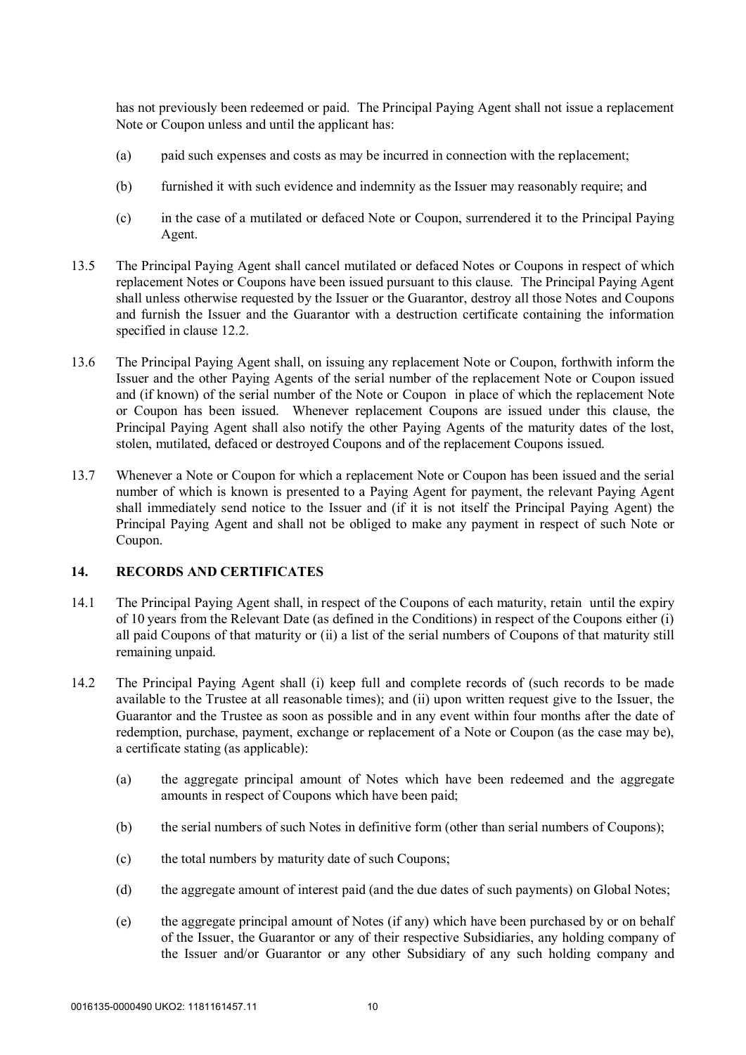has not previously been redeemed or paid. The Principal Paying Agent shall not issue a replacement Note or Coupon unless and until the applicant has:

(a) paid such expenses and costs as may be incurred in connection with the replacement;

(b) furnished it with such evidence and indemnity as the Issuer may reasonably require; and

(c) in the case of a mutilated or defaced Note or Coupon, surrendered it to the Principal Paying Agent.

13.5 The Principal Paying Agent shall cancel mutilated or defaced Notes or Coupons in respect of which replacement Notes or Coupons have been issued pursuant to this clause. The Principal Paying Agent shall unless otherwise requested by the Issuer or the Guarantor, destroy all those Notes and Coupons and furnish the Issuer and the Guarantor with a destruction certificate containing the information specified in clause 12.2.

13.6 The Principal Paying Agent shall, on issuing any replacement Note or Coupon, forthwith inform the Issuer and the other Paying Agents of the serial number of the replacement Note or Coupon issued and (if known) of the serial number of the Note or Coupon in place of which the replacement Note or Coupon has been issued. Whenever replacement Coupons are issued under this clause, the Principal Paying Agent shall also notify the other Paying Agents of the maturity dates of the lost, stolen, mutilated, defaced or destroyed Coupons and of the replacement Coupons issued.

13.7 Whenever a Note or Coupon for which a replacement Note or Coupon has been issued and the serial number of which is known is presented to a Paying Agent for payment, the relevant Paying Agent shall immediately send notice to the Issuer and (if it is not itself the Principal Paying Agent) the Principal Paying Agent and shall not be obliged to make any payment in respect of such Note or Coupon.

## 14. RECORDS AND CERTIFICATES

14.1 The Principal Paying Agent shall, in respect of the Coupons of each maturity, retain until the expiry of 10 years from the Relevant Date (as defined in the Conditions) in respect of the Coupons either (i) all paid Coupons of that maturity or (ii) a list of the serial numbers of Coupons of that maturity still remaining unpaid.

14.2 The Principal Paying Agent shall (i) keep full and complete records of (such records to be made available to the Trustee at all reasonable times); and (ii) upon written request give to the Issuer, the Guarantor and the Trustee as soon as possible and in any event within four months after the date of redemption, purchase, payment, exchange or replacement of a Note or Coupon (as the case may be), a certificate stating (as applicable):

(a) the aggregate principal amount of Notes which have been redeemed and the aggregate amounts in respect of Coupons which have been paid;

(b) the serial numbers of such Notes in definitive form (other than serial numbers of Coupons);

(c) the total numbers by maturity date of such Coupons;

(d) the aggregate amount of interest paid (and the due dates of such payments) on Global Notes;

(e) the aggregate principal amount of Notes (if any) which have been purchased by or on behalf of the Issuer, the Guarantor or any of their respective Subsidiaries, any holding company of the Issuer and/or Guarantor or any other Subsidiary of any such holding company and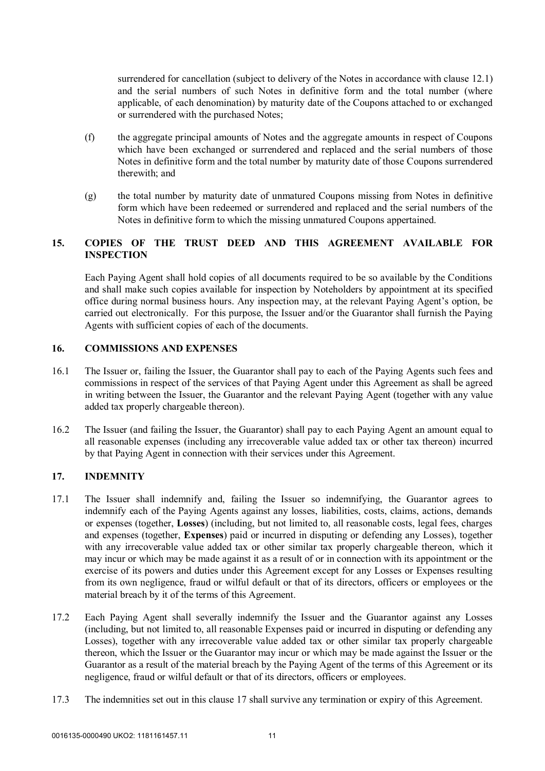surrendered for cancellation (subject to delivery of the Notes in accordance with clause 12.1) and the serial numbers of such Notes in definitive form and the total number (where applicable, of each denomination) by maturity date of the Coupons attached to or exchanged or surrendered with the purchased Notes;

(f) the aggregate principal amounts of Notes and the aggregate amounts in respect of Coupons which have been exchanged or surrendered and replaced and the serial numbers of those Notes in definitive form and the total number by maturity date of those Coupons surrendered therewith; and

(g) the total number by maturity date of unmatured Coupons missing from Notes in definitive form which have been redeemed or surrendered and replaced and the serial numbers of the Notes in definitive form to which the missing unmatured Coupons appertained.

## 15. COPIES OF THE TRUST DEED AND THIS AGREEMENT AVAILABLE FOR INSPECTION

Each Paying Agent shall hold copies of all documents required to be so available by the Conditions and shall make such copies available for inspection by Noteholders by appointment at its specified office during normal business hours. Any inspection may, at the relevant Paying Agent's option, be carried out electronically. For this purpose, the Issuer and/or the Guarantor shall furnish the Paying Agents with sufficient copies of each of the documents.

## 16. COMMISSIONS AND EXPENSES

16.1 The Issuer or, failing the Issuer, the Guarantor shall pay to each of the Paying Agents such fees and commissions in respect of the services of that Paying Agent under this Agreement as shall be agreed in writing between the Issuer, the Guarantor and the relevant Paying Agent (together with any value added tax properly chargeable thereon).

16.2 The Issuer (and failing the Issuer, the Guarantor) shall pay to each Paying Agent an amount equal to all reasonable expenses (including any irrecoverable value added tax or other tax thereon) incurred by that Paying Agent in connection with their services under this Agreement.

## 17. INDEMNITY

17.1 The Issuer shall indemnify and, failing the Issuer so indemnifying, the Guarantor agrees to indemnify each of the Paying Agents against any losses, liabilities, costs, claims, actions, demands or expenses (together, **Losses**) (including, but not limited to, all reasonable costs, legal fees, charges and expenses (together, **Expenses**) paid or incurred in disputing or defending any Losses), together with any irrecoverable value added tax or other similar tax properly chargeable thereon, which it may incur or which may be made against it as a result of or in connection with its appointment or the exercise of its powers and duties under this Agreement except for any Losses or Expenses resulting from its own negligence, fraud or wilful default or that of its directors, officers or employees or the material breach by it of the terms of this Agreement.

17.2 Each Paying Agent shall severally indemnify the Issuer and the Guarantor against any Losses (including, but not limited to, all reasonable Expenses paid or incurred in disputing or defending any Losses), together with any irrecoverable value added tax or other similar tax properly chargeable thereon, which the Issuer or the Guarantor may incur or which may be made against the Issuer or the Guarantor as a result of the material breach by the Paying Agent of the terms of this Agreement or its negligence, fraud or wilful default or that of its directors, officers or employees.

17.3 The indemnities set out in this clause 17 shall survive any termination or expiry of this Agreement.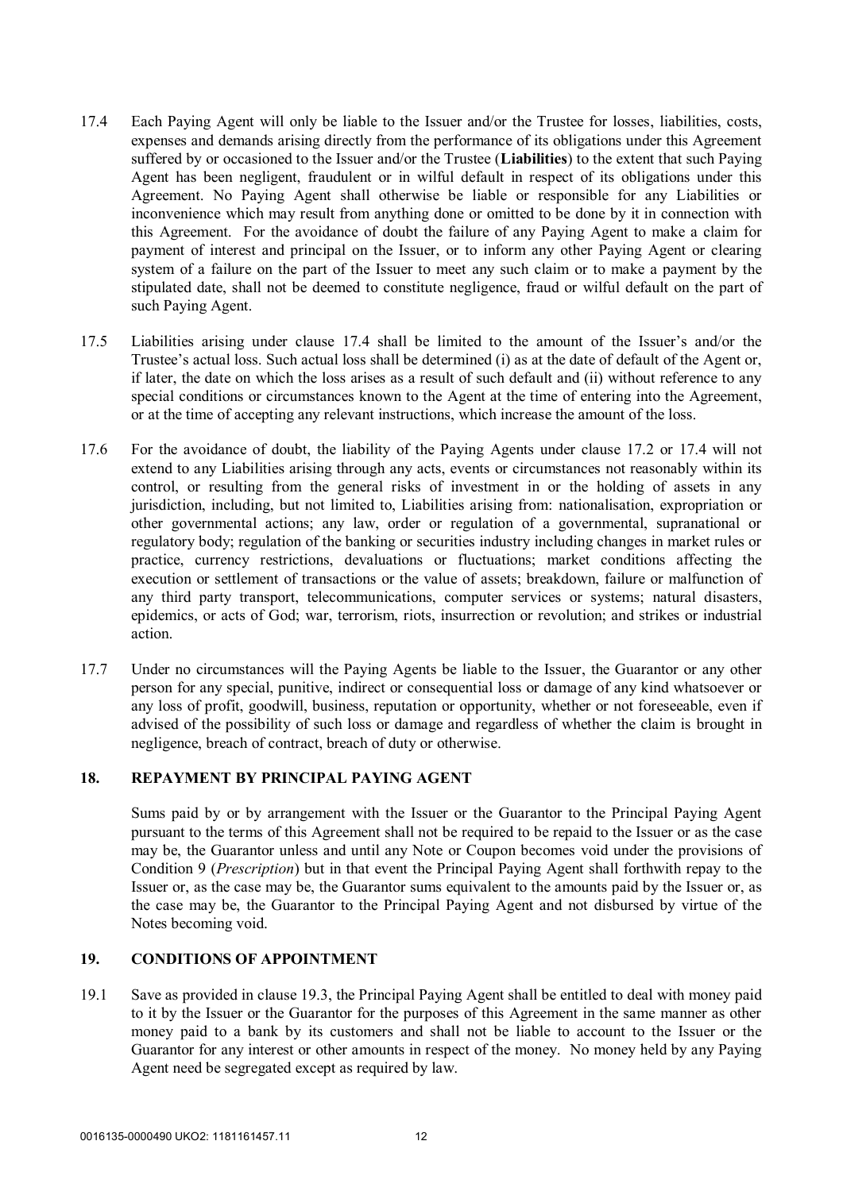17.4 Each Paying Agent will only be liable to the Issuer and/or the Trustee for losses, liabilities, costs, expenses and demands arising directly from the performance of its obligations under this Agreement suffered by or occasioned to the Issuer and/or the Trustee (**Liabilities**) to the extent that such Paying Agent has been negligent, fraudulent or in wilful default in respect of its obligations under this Agreement. No Paying Agent shall otherwise be liable or responsible for any Liabilities or inconvenience which may result from anything done or omitted to be done by it in connection with this Agreement. For the avoidance of doubt the failure of any Paying Agent to make a claim for payment of interest and principal on the Issuer, or to inform any other Paying Agent or clearing system of a failure on the part of the Issuer to meet any such claim or to make a payment by the stipulated date, shall not be deemed to constitute negligence, fraud or wilful default on the part of such Paying Agent.

17.5 Liabilities arising under clause 17.4 shall be limited to the amount of the Issuer's and/or the Trustee's actual loss. Such actual loss shall be determined (i) as at the date of default of the Agent or, if later, the date on which the loss arises as a result of such default and (ii) without reference to any special conditions or circumstances known to the Agent at the time of entering into the Agreement, or at the time of accepting any relevant instructions, which increase the amount of the loss.

17.6 For the avoidance of doubt, the liability of the Paying Agents under clause 17.2 or 17.4 will not extend to any Liabilities arising through any acts, events or circumstances not reasonably within its control, or resulting from the general risks of investment in or the holding of assets in any jurisdiction, including, but not limited to, Liabilities arising from: nationalisation, expropriation or other governmental actions; any law, order or regulation of a governmental, supranational or regulatory body; regulation of the banking or securities industry including changes in market rules or practice, currency restrictions, devaluations or fluctuations; market conditions affecting the execution or settlement of transactions or the value of assets; breakdown, failure or malfunction of any third party transport, telecommunications, computer services or systems; natural disasters, epidemics, or acts of God; war, terrorism, riots, insurrection or revolution; and strikes or industrial action.

17.7 Under no circumstances will the Paying Agents be liable to the Issuer, the Guarantor or any other person for any special, punitive, indirect or consequential loss or damage of any kind whatsoever or any loss of profit, goodwill, business, reputation or opportunity, whether or not foreseeable, even if advised of the possibility of such loss or damage and regardless of whether the claim is brought in negligence, breach of contract, breach of duty or otherwise.

## 18. REPAYMENT BY PRINCIPAL PAYING AGENT

Sums paid by or by arrangement with the Issuer or the Guarantor to the Principal Paying Agent pursuant to the terms of this Agreement shall not be required to be repaid to the Issuer or as the case may be, the Guarantor unless and until any Note or Coupon becomes void under the provisions of Condition 9 (*Prescription*) but in that event the Principal Paying Agent shall forthwith repay to the Issuer or, as the case may be, the Guarantor sums equivalent to the amounts paid by the Issuer or, as the case may be, the Guarantor to the Principal Paying Agent and not disbursed by virtue of the Notes becoming void.

## 19. CONDITIONS OF APPOINTMENT

19.1 Save as provided in clause 19.3, the Principal Paying Agent shall be entitled to deal with money paid to it by the Issuer or the Guarantor for the purposes of this Agreement in the same manner as other money paid to a bank by its customers and shall not be liable to account to the Issuer or the Guarantor for any interest or other amounts in respect of the money. No money held by any Paying Agent need be segregated except as required by law.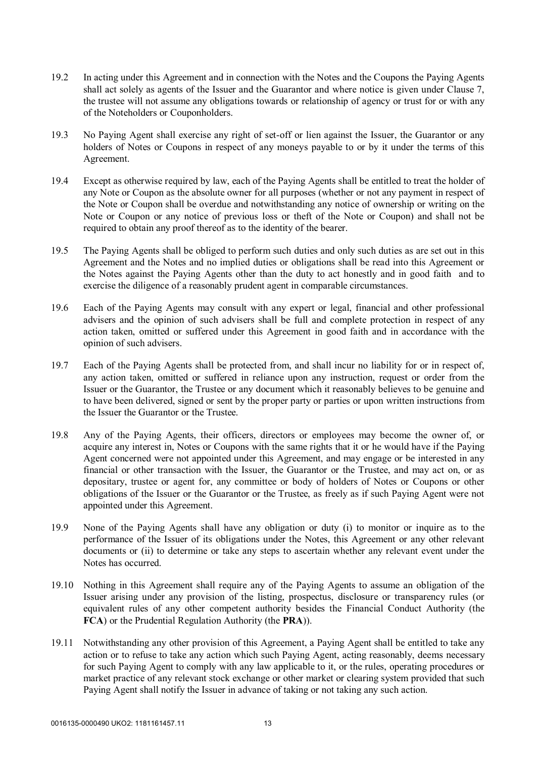19.2 In acting under this Agreement and in connection with the Notes and the Coupons the Paying Agents shall act solely as agents of the Issuer and the Guarantor and where notice is given under Clause 7, the trustee will not assume any obligations towards or relationship of agency or trust for or with any of the Noteholders or Couponholders.

19.3 No Paying Agent shall exercise any right of set-off or lien against the Issuer, the Guarantor or any holders of Notes or Coupons in respect of any moneys payable to or by it under the terms of this Agreement.

19.4 Except as otherwise required by law, each of the Paying Agents shall be entitled to treat the holder of any Note or Coupon as the absolute owner for all purposes (whether or not any payment in respect of the Note or Coupon shall be overdue and notwithstanding any notice of ownership or writing on the Note or Coupon or any notice of previous loss or theft of the Note or Coupon) and shall not be required to obtain any proof thereof as to the identity of the bearer.

19.5 The Paying Agents shall be obliged to perform such duties and only such duties as are set out in this Agreement and the Notes and no implied duties or obligations shall be read into this Agreement or the Notes against the Paying Agents other than the duty to act honestly and in good faith and to exercise the diligence of a reasonably prudent agent in comparable circumstances.

19.6 Each of the Paying Agents may consult with any expert or legal, financial and other professional advisers and the opinion of such advisers shall be full and complete protection in respect of any action taken, omitted or suffered under this Agreement in good faith and in accordance with the opinion of such advisers.

19.7 Each of the Paying Agents shall be protected from, and shall incur no liability for or in respect of, any action taken, omitted or suffered in reliance upon any instruction, request or order from the Issuer or the Guarantor, the Trustee or any document which it reasonably believes to be genuine and to have been delivered, signed or sent by the proper party or parties or upon written instructions from the Issuer the Guarantor or the Trustee.

19.8 Any of the Paying Agents, their officers, directors or employees may become the owner of, or acquire any interest in, Notes or Coupons with the same rights that it or he would have if the Paying Agent concerned were not appointed under this Agreement, and may engage or be interested in any financial or other transaction with the Issuer, the Guarantor or the Trustee, and may act on, or as depositary, trustee or agent for, any committee or body of holders of Notes or Coupons or other obligations of the Issuer or the Guarantor or the Trustee, as freely as if such Paying Agent were not appointed under this Agreement.

19.9 None of the Paying Agents shall have any obligation or duty (i) to monitor or inquire as to the performance of the Issuer of its obligations under the Notes, this Agreement or any other relevant documents or (ii) to determine or take any steps to ascertain whether any relevant event under the Notes has occurred.

19.10 Nothing in this Agreement shall require any of the Paying Agents to assume an obligation of the Issuer arising under any provision of the listing, prospectus, disclosure or transparency rules (or equivalent rules of any other competent authority besides the Financial Conduct Authority (the **FCA**) or the Prudential Regulation Authority (the **PRA**)).

19.11 Notwithstanding any other provision of this Agreement, a Paying Agent shall be entitled to take any action or to refuse to take any action which such Paying Agent, acting reasonably, deems necessary for such Paying Agent to comply with any law applicable to it, or the rules, operating procedures or market practice of any relevant stock exchange or other market or clearing system provided that such Paying Agent shall notify the Issuer in advance of taking or not taking any such action.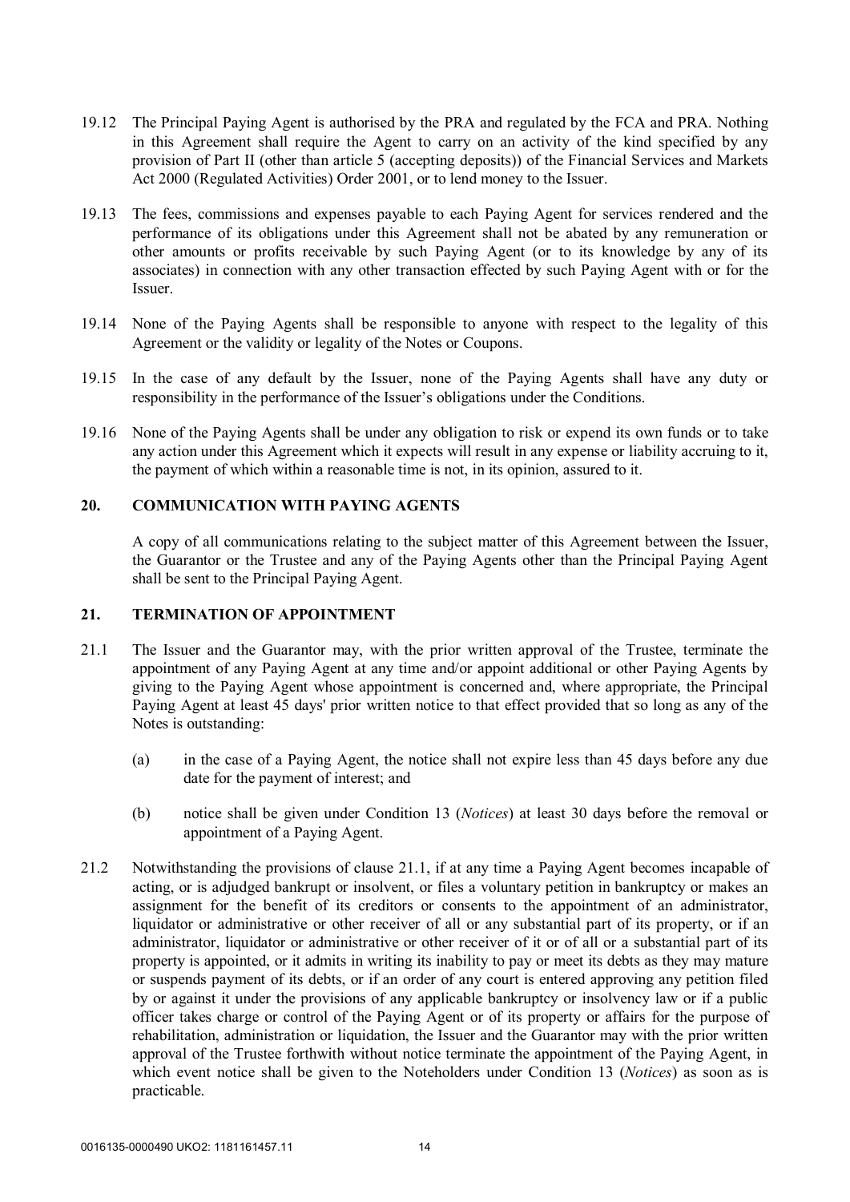19.12 The Principal Paying Agent is authorised by the PRA and regulated by the FCA and PRA. Nothing in this Agreement shall require the Agent to carry on an activity of the kind specified by any provision of Part II (other than article 5 (accepting deposits)) of the Financial Services and Markets Act 2000 (Regulated Activities) Order 2001, or to lend money to the Issuer.

19.13 The fees, commissions and expenses payable to each Paying Agent for services rendered and the performance of its obligations under this Agreement shall not be abated by any remuneration or other amounts or profits receivable by such Paying Agent (or to its knowledge by any of its associates) in connection with any other transaction effected by such Paying Agent with or for the Issuer.

19.14 None of the Paying Agents shall be responsible to anyone with respect to the legality of this Agreement or the validity or legality of the Notes or Coupons.

19.15 In the case of any default by the Issuer, none of the Paying Agents shall have any duty or responsibility in the performance of the Issuer's obligations under the Conditions.

19.16 None of the Paying Agents shall be under any obligation to risk or expend its own funds or to take any action under this Agreement which it expects will result in any expense or liability accruing to it, the payment of which within a reasonable time is not, in its opinion, assured to it.

## 20. COMMUNICATION WITH PAYING AGENTS

A copy of all communications relating to the subject matter of this Agreement between the Issuer, the Guarantor or the Trustee and any of the Paying Agents other than the Principal Paying Agent shall be sent to the Principal Paying Agent.

## 21. TERMINATION OF APPOINTMENT

21.1 The Issuer and the Guarantor may, with the prior written approval of the Trustee, terminate the appointment of any Paying Agent at any time and/or appoint additional or other Paying Agents by giving to the Paying Agent whose appointment is concerned and, where appropriate, the Principal Paying Agent at least 45 days' prior written notice to that effect provided that so long as any of the Notes is outstanding:

(a) in the case of a Paying Agent, the notice shall not expire less than 45 days before any due date for the payment of interest; and

(b) notice shall be given under Condition 13 (*Notices*) at least 30 days before the removal or appointment of a Paying Agent.

21.2 Notwithstanding the provisions of clause 21.1, if at any time a Paying Agent becomes incapable of acting, or is adjudged bankrupt or insolvent, or files a voluntary petition in bankruptcy or makes an assignment for the benefit of its creditors or consents to the appointment of an administrator, liquidator or administrative or other receiver of all or any substantial part of its property, or if an administrator, liquidator or administrative or other receiver of it or of all or a substantial part of its property is appointed, or it admits in writing its inability to pay or meet its debts as they may mature or suspends payment of its debts, or if an order of any court is entered approving any petition filed by or against it under the provisions of any applicable bankruptcy or insolvency law or if a public officer takes charge or control of the Paying Agent or of its property or affairs for the purpose of rehabilitation, administration or liquidation, the Issuer and the Guarantor may with the prior written approval of the Trustee forthwith without notice terminate the appointment of the Paying Agent, in which event notice shall be given to the Noteholders under Condition 13 (*Notices*) as soon as is practicable.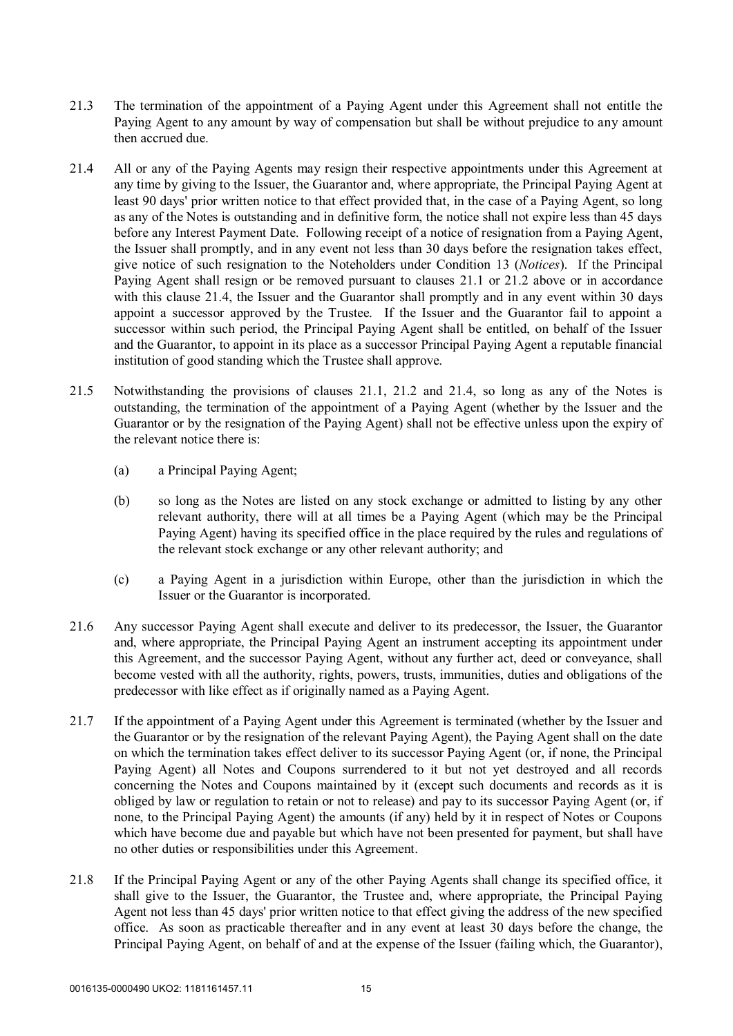21.3 The termination of the appointment of a Paying Agent under this Agreement shall not entitle the Paying Agent to any amount by way of compensation but shall be without prejudice to any amount then accrued due.

21.4 All or any of the Paying Agents may resign their respective appointments under this Agreement at any time by giving to the Issuer, the Guarantor and, where appropriate, the Principal Paying Agent at least 90 days' prior written notice to that effect provided that, in the case of a Paying Agent, so long as any of the Notes is outstanding and in definitive form, the notice shall not expire less than 45 days before any Interest Payment Date. Following receipt of a notice of resignation from a Paying Agent, the Issuer shall promptly, and in any event not less than 30 days before the resignation takes effect, give notice of such resignation to the Noteholders under Condition 13 (*Notices*). If the Principal Paying Agent shall resign or be removed pursuant to clauses 21.1 or 21.2 above or in accordance with this clause 21.4, the Issuer and the Guarantor shall promptly and in any event within 30 days appoint a successor approved by the Trustee. If the Issuer and the Guarantor fail to appoint a successor within such period, the Principal Paying Agent shall be entitled, on behalf of the Issuer and the Guarantor, to appoint in its place as a successor Principal Paying Agent a reputable financial institution of good standing which the Trustee shall approve.

21.5 Notwithstanding the provisions of clauses 21.1, 21.2 and 21.4, so long as any of the Notes is outstanding, the termination of the appointment of a Paying Agent (whether by the Issuer and the Guarantor or by the resignation of the Paying Agent) shall not be effective unless upon the expiry of the relevant notice there is:

(a) a Principal Paying Agent;

(b) so long as the Notes are listed on any stock exchange or admitted to listing by any other relevant authority, there will at all times be a Paying Agent (which may be the Principal Paying Agent) having its specified office in the place required by the rules and regulations of the relevant stock exchange or any other relevant authority; and

(c) a Paying Agent in a jurisdiction within Europe, other than the jurisdiction in which the Issuer or the Guarantor is incorporated.

21.6 Any successor Paying Agent shall execute and deliver to its predecessor, the Issuer, the Guarantor and, where appropriate, the Principal Paying Agent an instrument accepting its appointment under this Agreement, and the successor Paying Agent, without any further act, deed or conveyance, shall become vested with all the authority, rights, powers, trusts, immunities, duties and obligations of the predecessor with like effect as if originally named as a Paying Agent.

21.7 If the appointment of a Paying Agent under this Agreement is terminated (whether by the Issuer and the Guarantor or by the resignation of the relevant Paying Agent), the Paying Agent shall on the date on which the termination takes effect deliver to its successor Paying Agent (or, if none, the Principal Paying Agent) all Notes and Coupons surrendered to it but not yet destroyed and all records concerning the Notes and Coupons maintained by it (except such documents and records as it is obliged by law or regulation to retain or not to release) and pay to its successor Paying Agent (or, if none, to the Principal Paying Agent) the amounts (if any) held by it in respect of Notes or Coupons which have become due and payable but which have not been presented for payment, but shall have no other duties or responsibilities under this Agreement.

21.8 If the Principal Paying Agent or any of the other Paying Agents shall change its specified office, it shall give to the Issuer, the Guarantor, the Trustee and, where appropriate, the Principal Paying Agent not less than 45 days' prior written notice to that effect giving the address of the new specified office. As soon as practicable thereafter and in any event at least 30 days before the change, the Principal Paying Agent, on behalf of and at the expense of the Issuer (failing which, the Guarantor),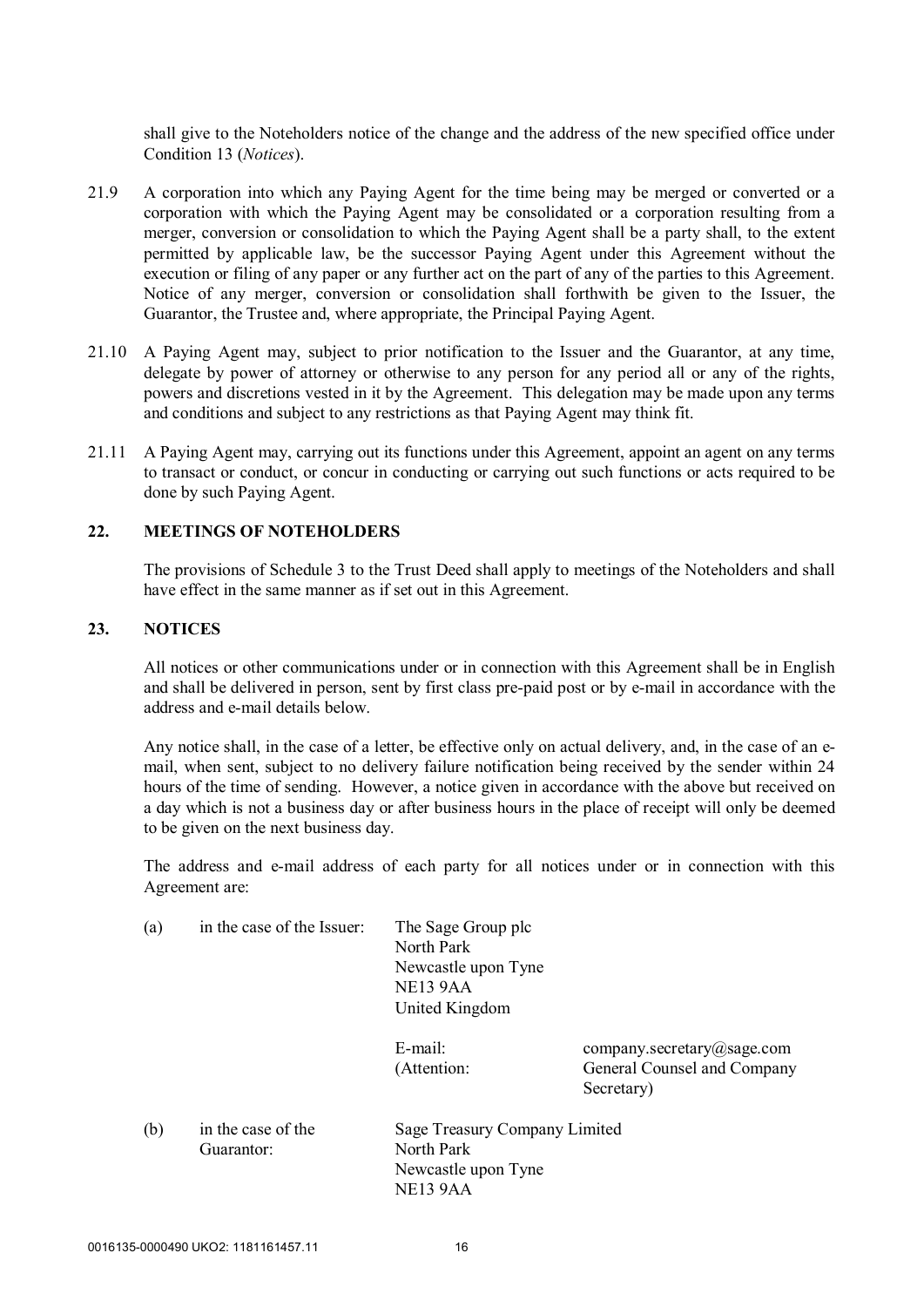shall give to the Noteholders notice of the change and the address of the new specified office under Condition 13 (*Notices*).

21.9 A corporation into which any Paying Agent for the time being may be merged or converted or a corporation with which the Paying Agent may be consolidated or a corporation resulting from a merger, conversion or consolidation to which the Paying Agent shall be a party shall, to the extent permitted by applicable law, be the successor Paying Agent under this Agreement without the execution or filing of any paper or any further act on the part of any of the parties to this Agreement. Notice of any merger, conversion or consolidation shall forthwith be given to the Issuer, the Guarantor, the Trustee and, where appropriate, the Principal Paying Agent.

21.10 A Paying Agent may, subject to prior notification to the Issuer and the Guarantor, at any time, delegate by power of attorney or otherwise to any person for any period all or any of the rights, powers and discretions vested in it by the Agreement. This delegation may be made upon any terms and conditions and subject to any restrictions as that Paying Agent may think fit.

21.11 A Paying Agent may, carrying out its functions under this Agreement, appoint an agent on any terms to transact or conduct, or concur in conducting or carrying out such functions or acts required to be done by such Paying Agent.

## 22. MEETINGS OF NOTEHOLDERS

The provisions of Schedule 3 to the Trust Deed shall apply to meetings of the Noteholders and shall have effect in the same manner as if set out in this Agreement.

## 23. NOTICES

All notices or other communications under or in connection with this Agreement shall be in English and shall be delivered in person, sent by first class pre-paid post or by e-mail in accordance with the address and e-mail details below.

Any notice shall, in the case of a letter, be effective only on actual delivery, and, in the case of an e-mail, when sent, subject to no delivery failure notification being received by the sender within 24 hours of the time of sending. However, a notice given in accordance with the above but received on a day which is not a business day or after business hours in the place of receipt will only be deemed to be given on the next business day.

The address and e-mail address of each party for all notices under or in connection with this Agreement are:

(a) in the case of the Issuer:

The Sage Group plc
North Park
Newcastle upon Tyne
NE13 9AA
United Kingdom

E-mail: company.secretary@sage.com
(Attention: General Counsel and Company Secretary)

(b) in the case of the Guarantor:

Sage Treasury Company Limited
North Park
Newcastle upon Tyne
NE13 9AA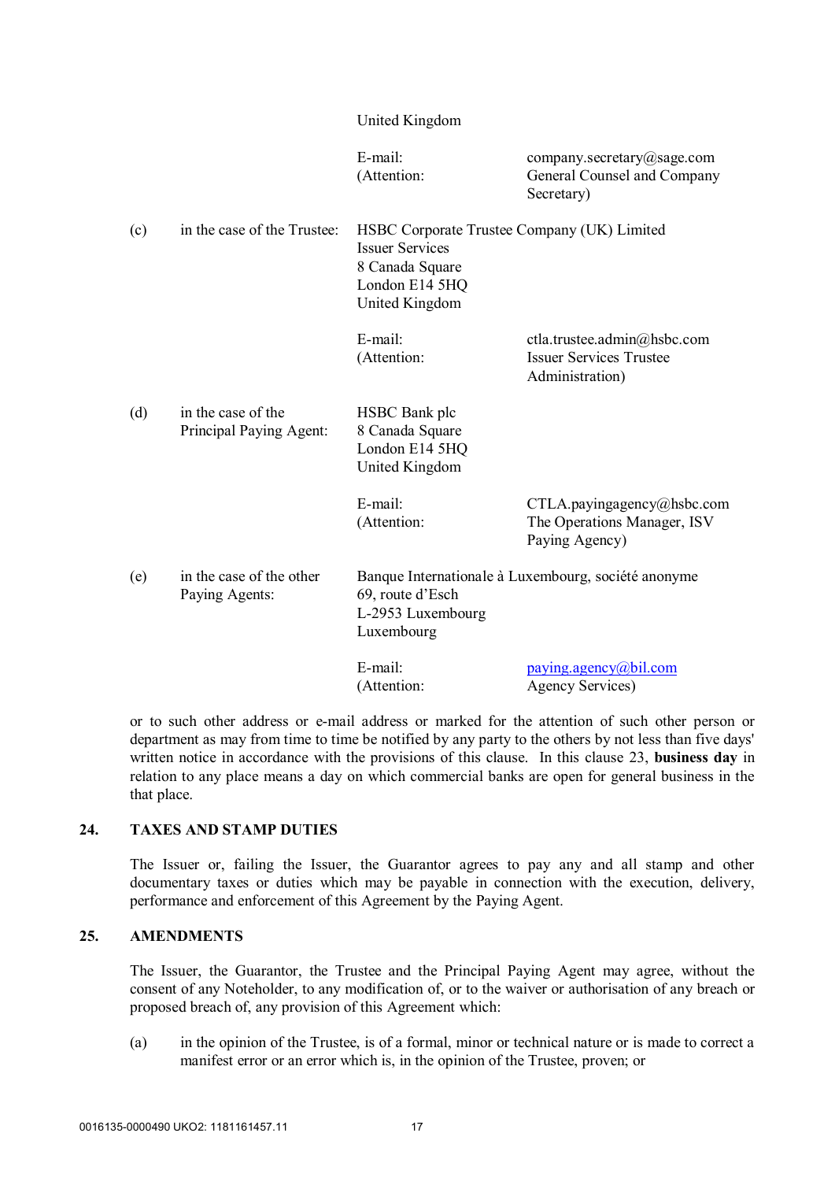United Kingdom

E-mail: company.secretary@sage.com
(Attention: General Counsel and Company Secretary)

(c) in the case of the Trustee: HSBC Corporate Trustee Company (UK) Limited
Issuer Services
8 Canada Square
London E14 5HQ
United Kingdom

E-mail: ctla.trustee.admin@hsbc.com
(Attention: Issuer Services Trustee Administration)

(d) in the case of the Principal Paying Agent: HSBC Bank plc
8 Canada Square
London E14 5HQ
United Kingdom

E-mail: CTLA.payingagency@hsbc.com
(Attention: The Operations Manager, ISV Paying Agency)

(e) in the case of the other Paying Agents: Banque Internationale à Luxembourg, société anonyme
69, route d'Esch
L-2953 Luxembourg
Luxembourg

E-mail: paying.agency@bil.com
(Attention: Agency Services)

or to such other address or e-mail address or marked for the attention of such other person or department as may from time to time be notified by any party to the others by not less than five days' written notice in accordance with the provisions of this clause. In this clause 23, **business day** in relation to any place means a day on which commercial banks are open for general business in the that place.

## 24. TAXES AND STAMP DUTIES

The Issuer or, failing the Issuer, the Guarantor agrees to pay any and all stamp and other documentary taxes or duties which may be payable in connection with the execution, delivery, performance and enforcement of this Agreement by the Paying Agent.

## 25. AMENDMENTS

The Issuer, the Guarantor, the Trustee and the Principal Paying Agent may agree, without the consent of any Noteholder, to any modification of, or to the waiver or authorisation of any breach or proposed breach of, any provision of this Agreement which:

(a) in the opinion of the Trustee, is of a formal, minor or technical nature or is made to correct a manifest error or an error which is, in the opinion of the Trustee, proven; or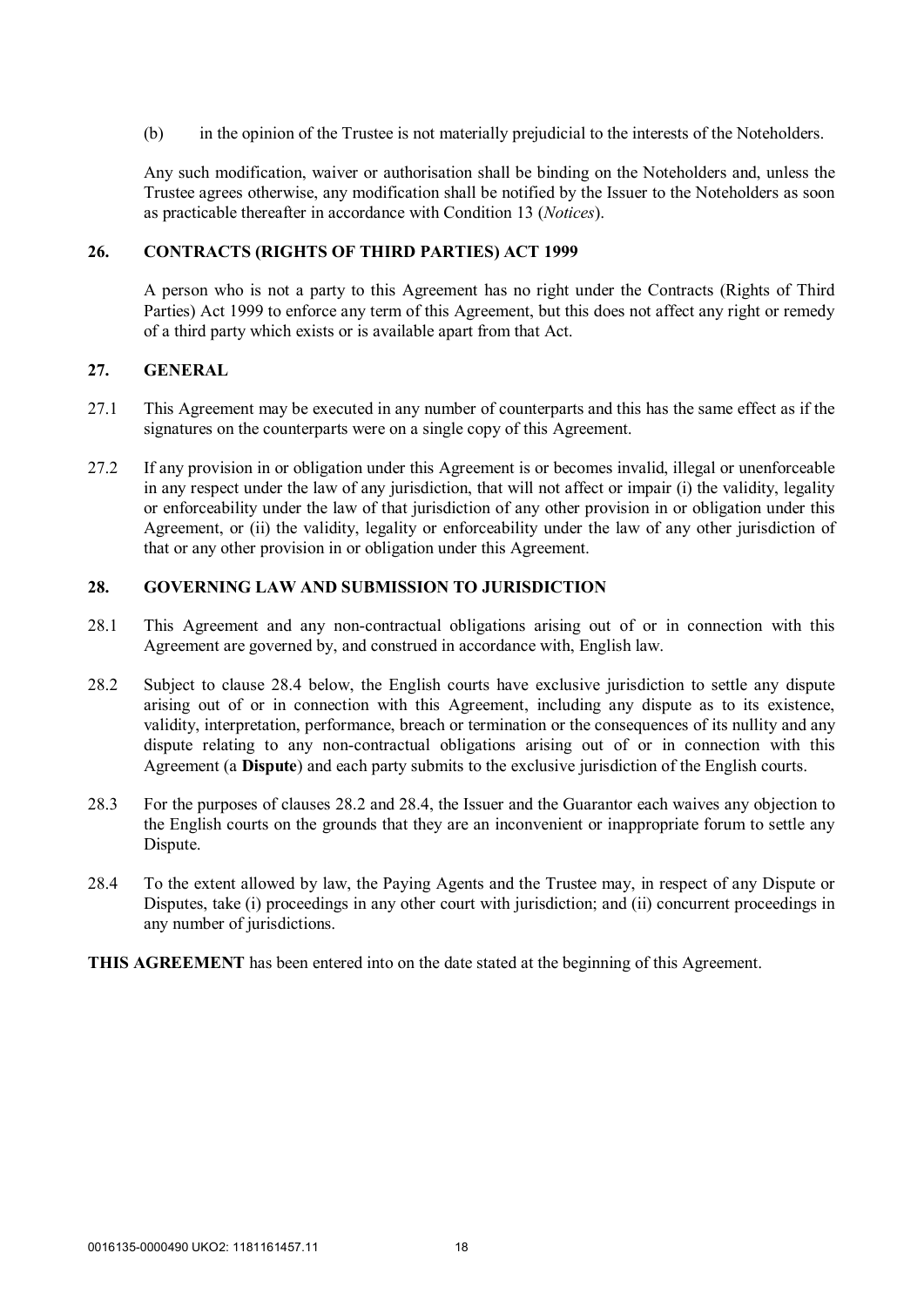(b) in the opinion of the Trustee is not materially prejudicial to the interests of the Noteholders.

Any such modification, waiver or authorisation shall be binding on the Noteholders and, unless the Trustee agrees otherwise, any modification shall be notified by the Issuer to the Noteholders as soon as practicable thereafter in accordance with Condition 13 (*Notices*).

## 26. CONTRACTS (RIGHTS OF THIRD PARTIES) ACT 1999

A person who is not a party to this Agreement has no right under the Contracts (Rights of Third Parties) Act 1999 to enforce any term of this Agreement, but this does not affect any right or remedy of a third party which exists or is available apart from that Act.

## 27. GENERAL

27.1 This Agreement may be executed in any number of counterparts and this has the same effect as if the signatures on the counterparts were on a single copy of this Agreement.

27.2 If any provision in or obligation under this Agreement is or becomes invalid, illegal or unenforceable in any respect under the law of any jurisdiction, that will not affect or impair (i) the validity, legality or enforceability under the law of that jurisdiction of any other provision in or obligation under this Agreement, or (ii) the validity, legality or enforceability under the law of any other jurisdiction of that or any other provision in or obligation under this Agreement.

## 28. GOVERNING LAW AND SUBMISSION TO JURISDICTION

28.1 This Agreement and any non-contractual obligations arising out of or in connection with this Agreement are governed by, and construed in accordance with, English law.

28.2 Subject to clause 28.4 below, the English courts have exclusive jurisdiction to settle any dispute arising out of or in connection with this Agreement, including any dispute as to its existence, validity, interpretation, performance, breach or termination or the consequences of its nullity and any dispute relating to any non-contractual obligations arising out of or in connection with this Agreement (a **Dispute**) and each party submits to the exclusive jurisdiction of the English courts.

28.3 For the purposes of clauses 28.2 and 28.4, the Issuer and the Guarantor each waives any objection to the English courts on the grounds that they are an inconvenient or inappropriate forum to settle any Dispute.

28.4 To the extent allowed by law, the Paying Agents and the Trustee may, in respect of any Dispute or Disputes, take (i) proceedings in any other court with jurisdiction; and (ii) concurrent proceedings in any number of jurisdictions.

**THIS AGREEMENT** has been entered into on the date stated at the beginning of this Agreement.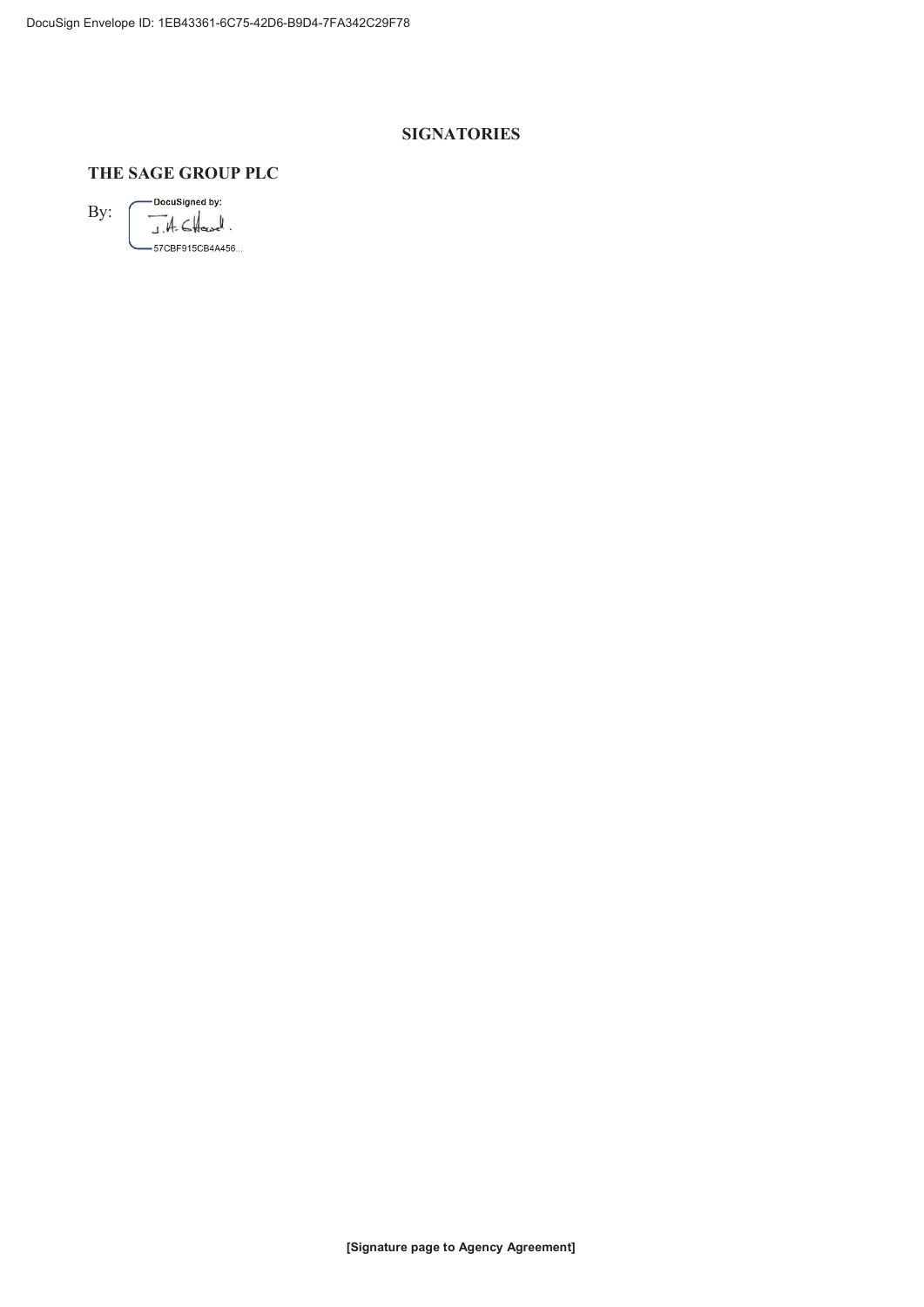# SIGNATORIES

## THE SAGE GROUP PLC

By: DocuSigned by: J.A. Cttard.
57CBF915CB4A456...

**[Signature page to Agency Agreement]**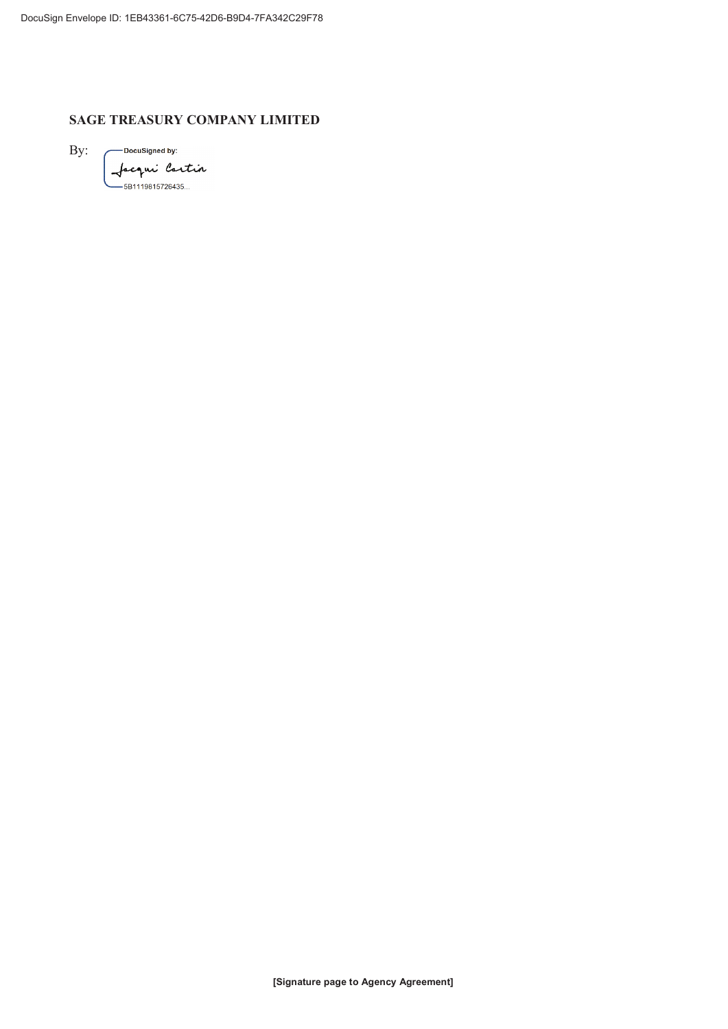**SAGE TREASURY COMPANY LIMITED**

By: DocuSigned by: Jacqui Cartin
5B1119815726435...

**[Signature page to Agency Agreement]**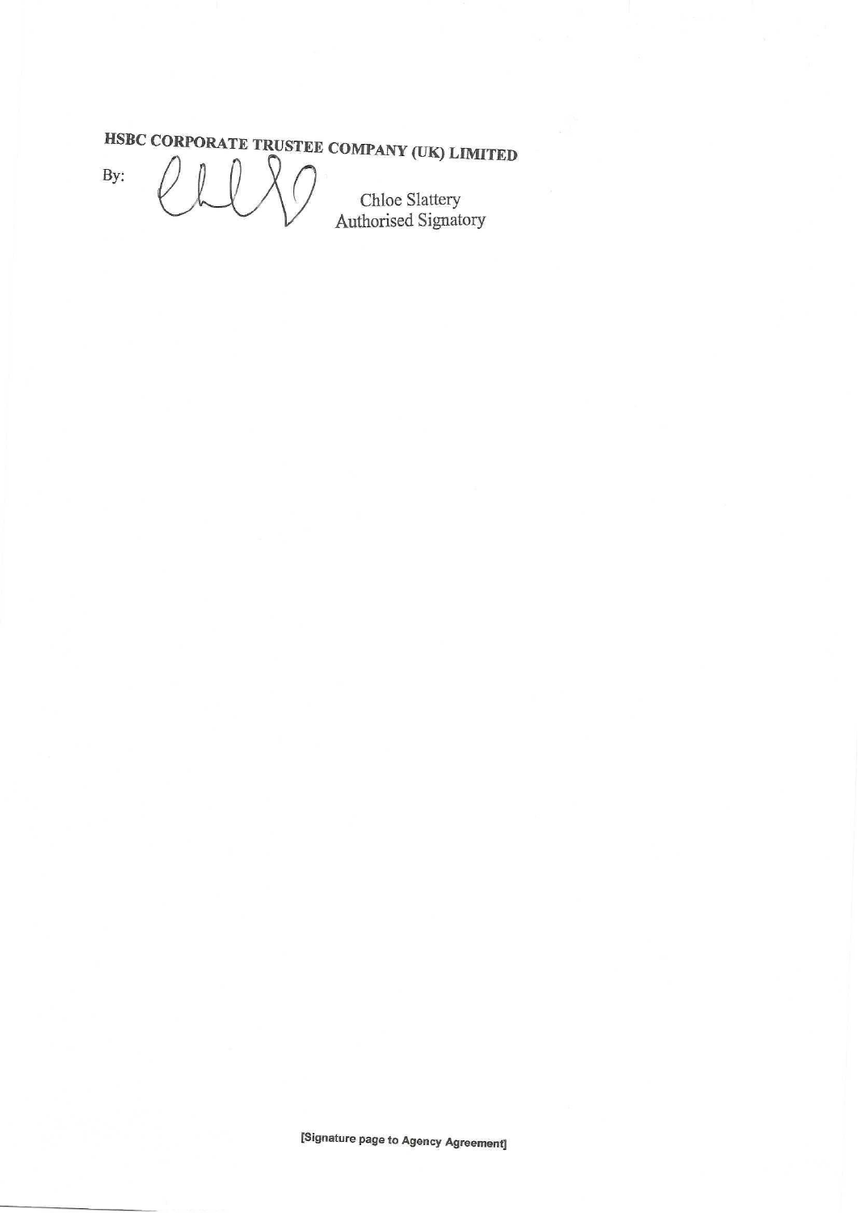**HSBC CORPORATE TRUSTEE COMPANY (UK) LIMITED**

By: 

Chloe Slattery
Authorised Signatory

[Signature page to Agency Agreement]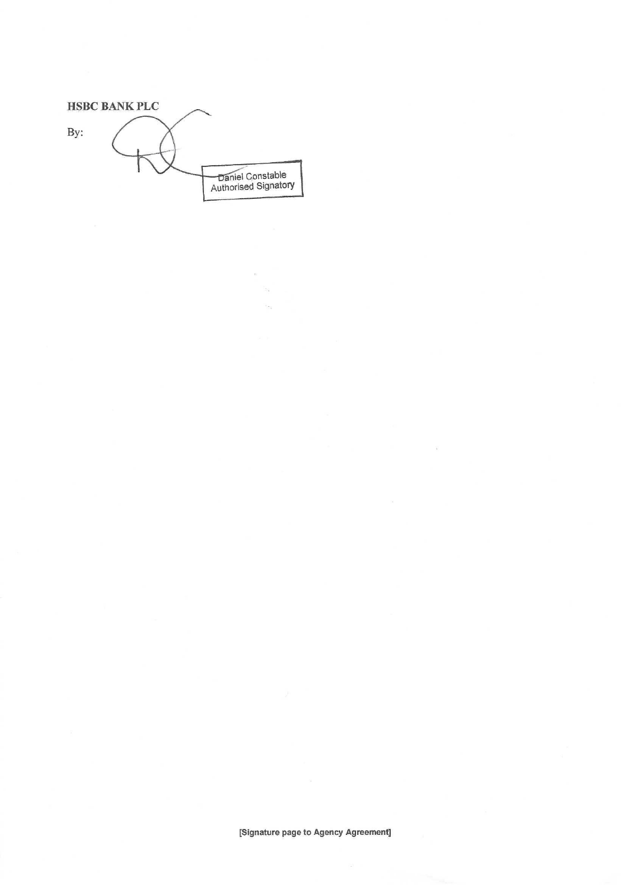**HSBC BANK PLC**

By:

Daniel Constable
Authorised Signatory

[Signature page to Agency Agreement]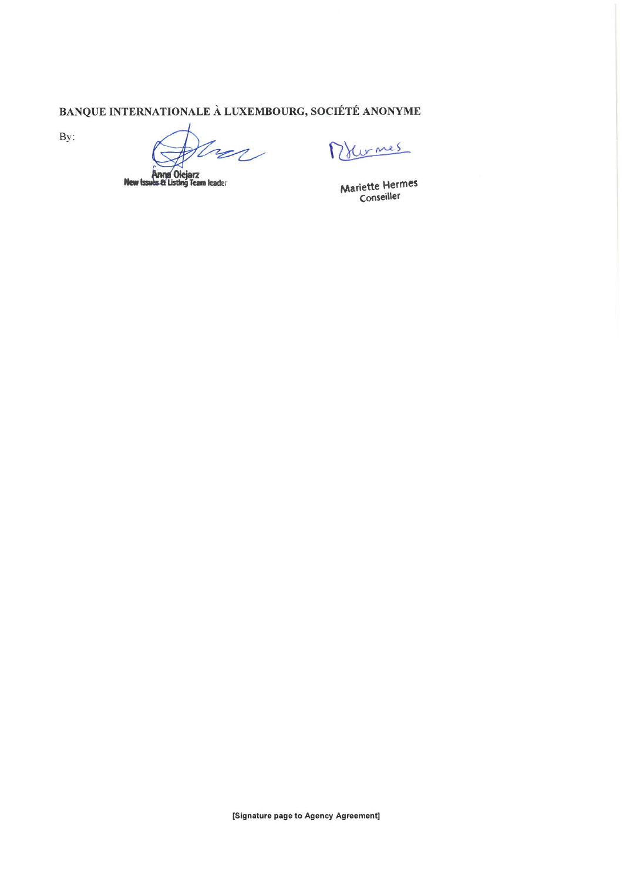**BANQUE INTERNATIONALE À LUXEMBOURG, SOCIÉTÉ ANONYME**

By:

Anna Olejarz
New Issues & Listing Team leader

Mariette Hermes
Conseiller

**[Signature page to Agency Agreement]**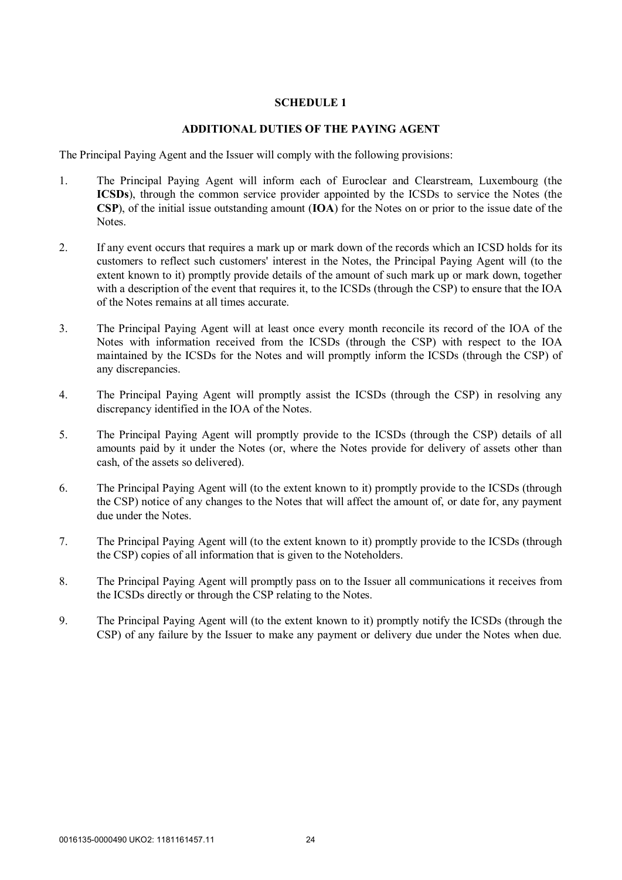# SCHEDULE 1

## ADDITIONAL DUTIES OF THE PAYING AGENT

The Principal Paying Agent and the Issuer will comply with the following provisions:

1. The Principal Paying Agent will inform each of Euroclear and Clearstream, Luxembourg (the **ICSDs**), through the common service provider appointed by the ICSDs to service the Notes (the **CSP**), of the initial issue outstanding amount (**IOA**) for the Notes on or prior to the issue date of the Notes.

2. If any event occurs that requires a mark up or mark down of the records which an ICSD holds for its customers to reflect such customers' interest in the Notes, the Principal Paying Agent will (to the extent known to it) promptly provide details of the amount of such mark up or mark down, together with a description of the event that requires it, to the ICSDs (through the CSP) to ensure that the IOA of the Notes remains at all times accurate.

3. The Principal Paying Agent will at least once every month reconcile its record of the IOA of the Notes with information received from the ICSDs (through the CSP) with respect to the IOA maintained by the ICSDs for the Notes and will promptly inform the ICSDs (through the CSP) of any discrepancies.

4. The Principal Paying Agent will promptly assist the ICSDs (through the CSP) in resolving any discrepancy identified in the IOA of the Notes.

5. The Principal Paying Agent will promptly provide to the ICSDs (through the CSP) details of all amounts paid by it under the Notes (or, where the Notes provide for delivery of assets other than cash, of the assets so delivered).

6. The Principal Paying Agent will (to the extent known to it) promptly provide to the ICSDs (through the CSP) notice of any changes to the Notes that will affect the amount of, or date for, any payment due under the Notes.

7. The Principal Paying Agent will (to the extent known to it) promptly provide to the ICSDs (through the CSP) copies of all information that is given to the Noteholders.

8. The Principal Paying Agent will promptly pass on to the Issuer all communications it receives from the ICSDs directly or through the CSP relating to the Notes.

9. The Principal Paying Agent will (to the extent known to it) promptly notify the ICSDs (through the CSP) of any failure by the Issuer to make any payment or delivery due under the Notes when due.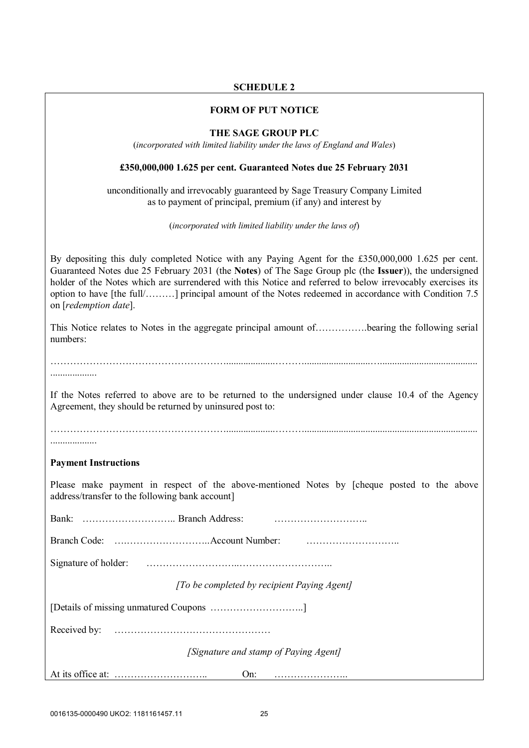## SCHEDULE 2

### FORM OF PUT NOTICE

**THE SAGE GROUP PLC**

(*incorporated with limited liability under the laws of England and Wales*)

**£350,000,000 1.625 per cent. Guaranteed Notes due 25 February 2031**

unconditionally and irrevocably guaranteed by Sage Treasury Company Limited
as to payment of principal, premium (if any) and interest by

(*incorporated with limited liability under the laws of*)

By depositing this duly completed Notice with any Paying Agent for the £350,000,000 1.625 per cent. Guaranteed Notes due 25 February 2031 (the **Notes**) of The Sage Group plc (the **Issuer**)), the undersigned holder of the Notes which are surrendered with this Notice and referred to below irrevocably exercises its option to have [the full/………] principal amount of the Notes redeemed in accordance with Condition 7.5 on [*redemption date*].

This Notice relates to Notes in the aggregate principal amount of…………….bearing the following serial numbers:

………………………………………………..................………..........................…........................................ ..................

If the Notes referred to above are to be returned to the undersigned under clause 10.4 of the Agency Agreement, they should be returned by uninsured post to:

………………………………………………..................………....................................................................... ..................

**Payment Instructions**

Please make payment in respect of the above-mentioned Notes by [cheque posted to the above address/transfer to the following bank account]

Bank: ……………………….. Branch Address: ………………………..

Branch Code: ….……………………..Account Number: ………………………..

Signature of holder: ……………………….………………………..

*[To be completed by recipient Paying Agent]*

[Details of missing unmatured Coupons ………………………..]

Received by: …………………………………………

*[Signature and stamp of Paying Agent]*

At its office at: ……………………….. On: …………………..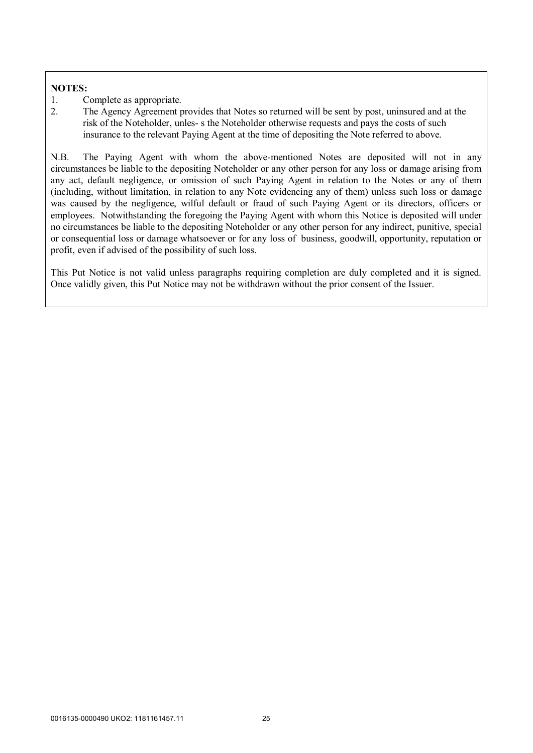**NOTES:**

1. Complete as appropriate.
2. The Agency Agreement provides that Notes so returned will be sent by post, uninsured and at the risk of the Noteholder, unles- s the Noteholder otherwise requests and pays the costs of such insurance to the relevant Paying Agent at the time of depositing the Note referred to above.

N.B. The Paying Agent with whom the above-mentioned Notes are deposited will not in any circumstances be liable to the depositing Noteholder or any other person for any loss or damage arising from any act, default negligence, or omission of such Paying Agent in relation to the Notes or any of them (including, without limitation, in relation to any Note evidencing any of them) unless such loss or damage was caused by the negligence, wilful default or fraud of such Paying Agent or its directors, officers or employees. Notwithstanding the foregoing the Paying Agent with whom this Notice is deposited will under no circumstances be liable to the depositing Noteholder or any other person for any indirect, punitive, special or consequential loss or damage whatsoever or for any loss of business, goodwill, opportunity, reputation or profit, even if advised of the possibility of such loss.

This Put Notice is not valid unless paragraphs requiring completion are duly completed and it is signed. Once validly given, this Put Notice may not be withdrawn without the prior consent of the Issuer.